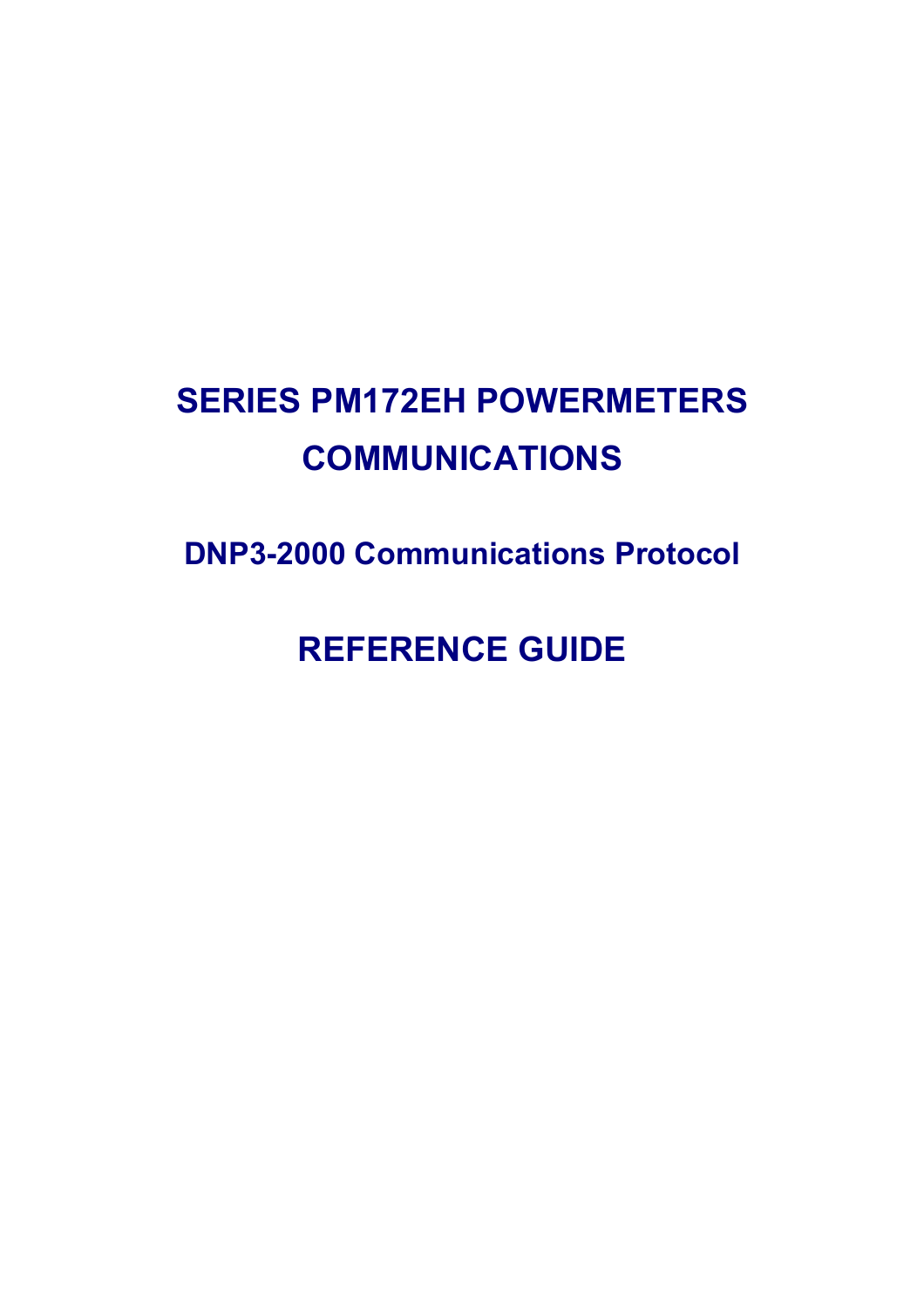# SERIES PM172EH POWERMETERS COMMUNICATIONS

## DNP3-2000 Communications Protocol

# REFERENCE GUIDE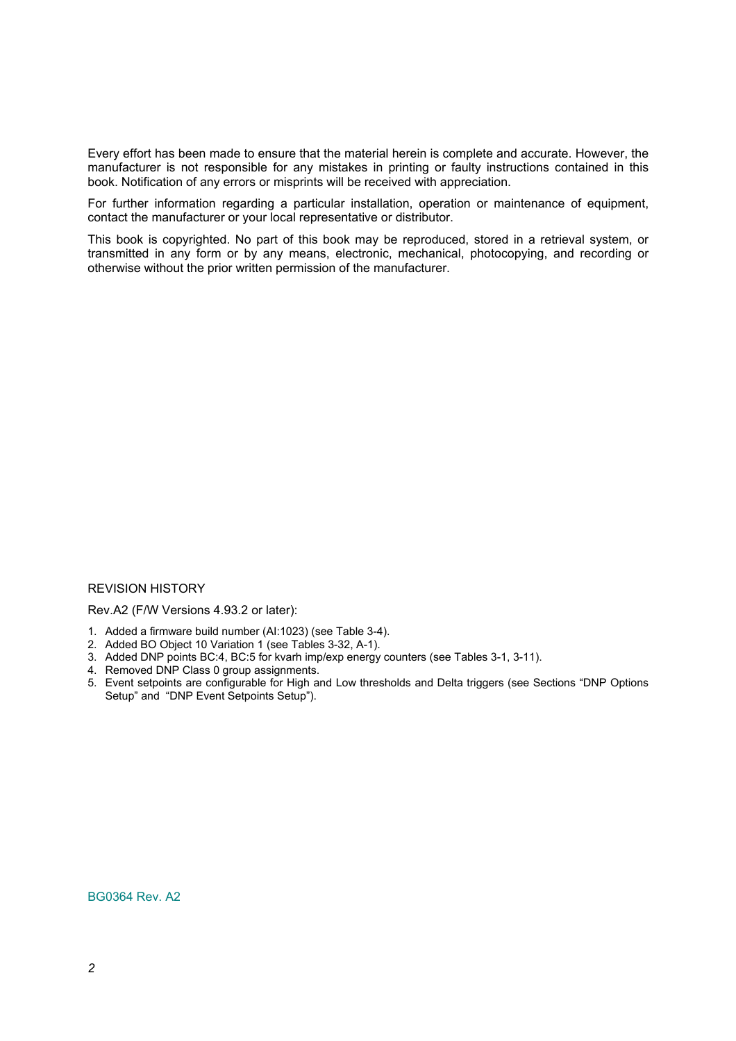Every effort has been made to ensure that the material herein is complete and accurate. However, the manufacturer is not responsible for any mistakes in printing or faulty instructions contained in this book. Notification of any errors or misprints will be received with appreciation.

For further information regarding a particular installation, operation or maintenance of equipment, contact the manufacturer or your local representative or distributor.

This book is copyrighted. No part of this book may be reproduced, stored in a retrieval system, or transmitted in any form or by any means, electronic, mechanical, photocopying, and recording or otherwise without the prior written permission of the manufacturer.

REVISION HISTORY

Rev.A2 (F/W Versions 4.93.2 or later):

1. Added a firmware build number (AI:1023) (see Table 3-4).
2. Added BO Object 10 Variation 1 (see Tables 3-32, A-1).
3. Added DNP points BC:4, BC:5 for kvarh imp/exp energy counters (see Tables 3-1, 3-11).
4. Removed DNP Class 0 group assignments.
5. Event setpoints are configurable for High and Low thresholds and Delta triggers (see Sections “DNP Options Setup” and “DNP Event Setpoints Setup”).

BG0364 Rev. A2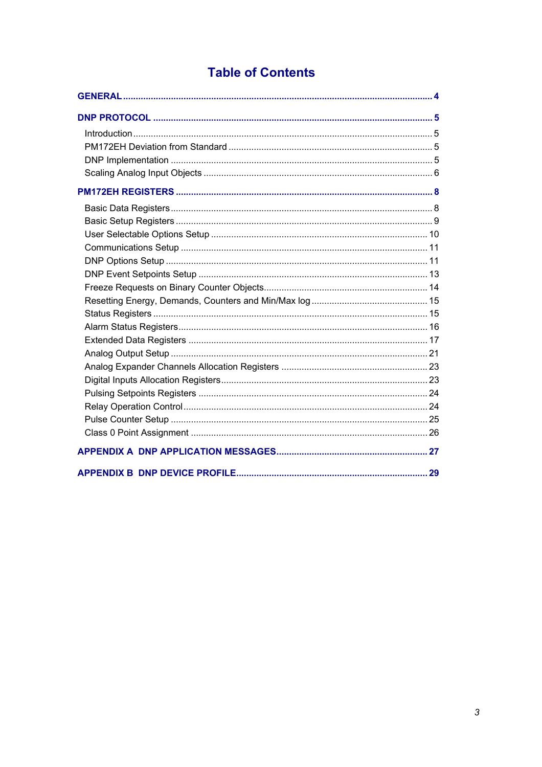# Table of Contents

**GENERAL** ..... **4**

**DNP PROTOCOL** ..... **5**

- Introduction ..... 5
- PM172EH Deviation from Standard ..... 5
- DNP Implementation ..... 5
- Scaling Analog Input Objects ..... 6

**PM172EH REGISTERS** ..... **8**

- Basic Data Registers ..... 8
- Basic Setup Registers ..... 9
- User Selectable Options Setup ..... 10
- Communications Setup ..... 11
- DNP Options Setup ..... 11
- DNP Event Setpoints Setup ..... 13
- Freeze Requests on Binary Counter Objects ..... 14
- Resetting Energy, Demands, Counters and Min/Max log ..... 15
- Status Registers ..... 15
- Alarm Status Registers ..... 16
- Extended Data Registers ..... 17
- Analog Output Setup ..... 21
- Analog Expander Channels Allocation Registers ..... 23
- Digital Inputs Allocation Registers ..... 23
- Pulsing Setpoints Registers ..... 24
- Relay Operation Control ..... 24
- Pulse Counter Setup ..... 25
- Class 0 Point Assignment ..... 26

**APPENDIX A DNP APPLICATION MESSAGES** ..... **27**

**APPENDIX B DNP DEVICE PROFILE** ..... **29**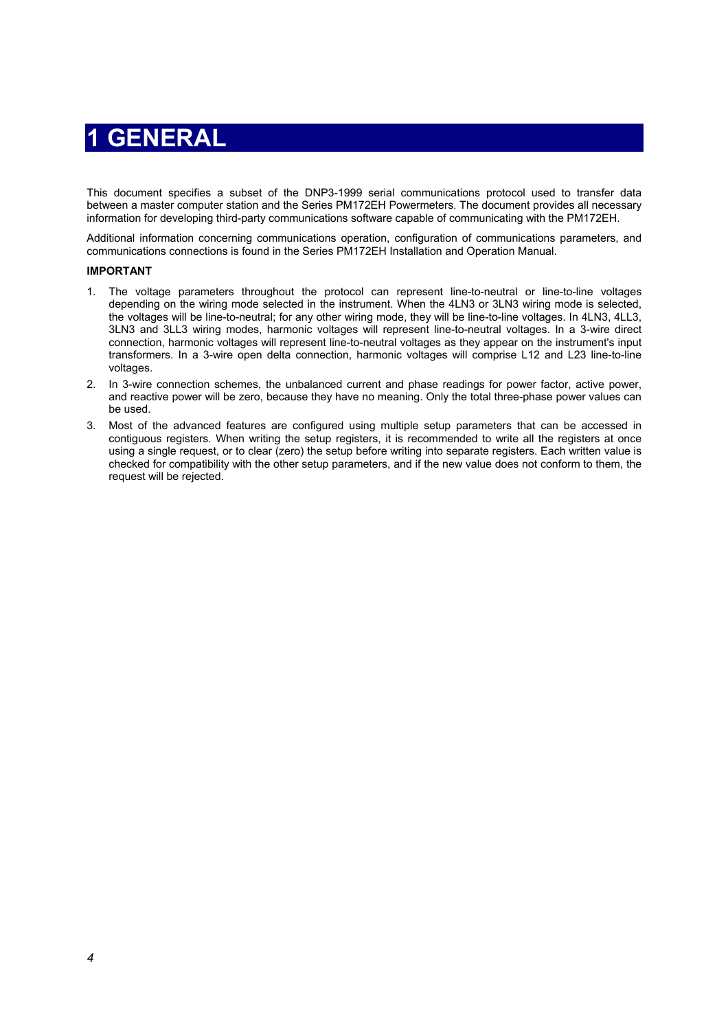# 1 GENERAL

This document specifies a subset of the DNP3-1999 serial communications protocol used to transfer data between a master computer station and the Series PM172EH Powermeters. The document provides all necessary information for developing third-party communications software capable of communicating with the PM172EH.

Additional information concerning communications operation, configuration of communications parameters, and communications connections is found in the Series PM172EH Installation and Operation Manual.

**IMPORTANT**

1. The voltage parameters throughout the protocol can represent line-to-neutral or line-to-line voltages depending on the wiring mode selected in the instrument. When the 4LN3 or 3LN3 wiring mode is selected, the voltages will be line-to-neutral; for any other wiring mode, they will be line-to-line voltages. In 4LN3, 4LL3, 3LN3 and 3LL3 wiring modes, harmonic voltages will represent line-to-neutral voltages. In a 3-wire direct connection, harmonic voltages will represent line-to-neutral voltages as they appear on the instrument's input transformers. In a 3-wire open delta connection, harmonic voltages will comprise L12 and L23 line-to-line voltages.
2. In 3-wire connection schemes, the unbalanced current and phase readings for power factor, active power, and reactive power will be zero, because they have no meaning. Only the total three-phase power values can be used.
3. Most of the advanced features are configured using multiple setup parameters that can be accessed in contiguous registers. When writing the setup registers, it is recommended to write all the registers at once using a single request, or to clear (zero) the setup before writing into separate registers. Each written value is checked for compatibility with the other setup parameters, and if the new value does not conform to them, the request will be rejected.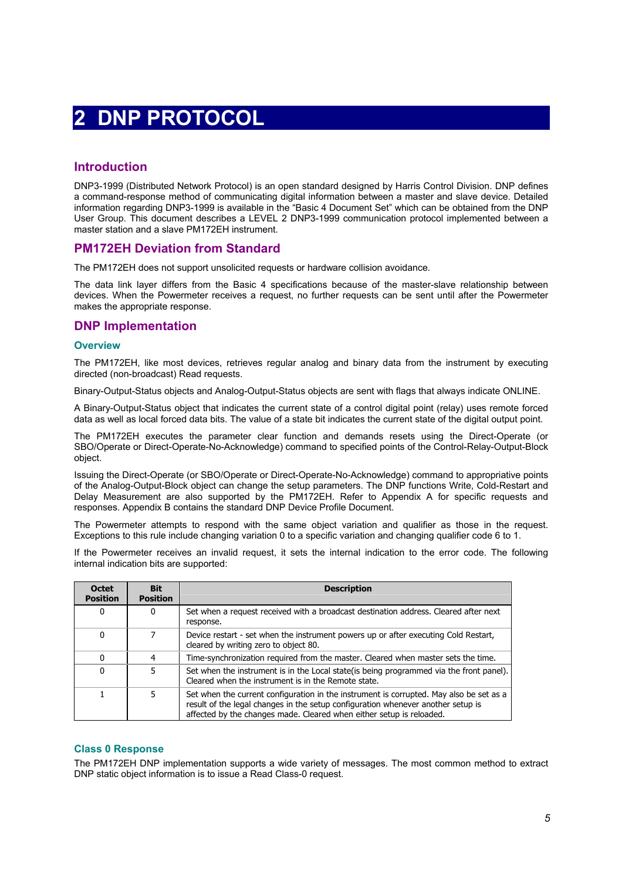# 2 DNP PROTOCOL

## Introduction

DNP3-1999 (Distributed Network Protocol) is an open standard designed by Harris Control Division. DNP defines a command-response method of communicating digital information between a master and slave device. Detailed information regarding DNP3-1999 is available in the “Basic 4 Document Set” which can be obtained from the DNP User Group. This document describes a LEVEL 2 DNP3-1999 communication protocol implemented between a master station and a slave PM172EH instrument.

## PM172EH Deviation from Standard

The PM172EH does not support unsolicited requests or hardware collision avoidance.

The data link layer differs from the Basic 4 specifications because of the master-slave relationship between devices. When the Powermeter receives a request, no further requests can be sent until after the Powermeter makes the appropriate response.

## DNP Implementation

### Overview

The PM172EH, like most devices, retrieves regular analog and binary data from the instrument by executing directed (non-broadcast) Read requests.

Binary-Output-Status objects and Analog-Output-Status objects are sent with flags that always indicate ONLINE.

A Binary-Output-Status object that indicates the current state of a control digital point (relay) uses remote forced data as well as local forced data bits. The value of a state bit indicates the current state of the digital output point.

The PM172EH executes the parameter clear function and demands resets using the Direct-Operate (or SBO/Operate or Direct-Operate-No-Acknowledge) command to specified points of the Control-Relay-Output-Block object.

Issuing the Direct-Operate (or SBO/Operate or Direct-Operate-No-Acknowledge) command to appropriative points of the Analog-Output-Block object can change the setup parameters. The DNP functions Write, Cold-Restart and Delay Measurement are also supported by the PM172EH. Refer to Appendix A for specific requests and responses. Appendix B contains the standard DNP Device Profile Document.

The Powermeter attempts to respond with the same object variation and qualifier as those in the request. Exceptions to this rule include changing variation 0 to a specific variation and changing qualifier code 6 to 1.

If the Powermeter receives an invalid request, it sets the internal indication to the error code. The following internal indication bits are supported:

| Octet Position | Bit Position | Description |
|---|---|---|
| 0 | 0 | Set when a request received with a broadcast destination address. Cleared after next response. |
| 0 | 7 | Device restart - set when the instrument powers up or after executing Cold Restart, cleared by writing zero to object 80. |
| 0 | 4 | Time-synchronization required from the master. Cleared when master sets the time. |
| 0 | 5 | Set when the instrument is in the Local state(is being programmed via the front panel). Cleared when the instrument is in the Remote state. |
| 1 | 5 | Set when the current configuration in the instrument is corrupted. May also be set as a result of the legal changes in the setup configuration whenever another setup is affected by the changes made. Cleared when either setup is reloaded. |

### Class 0 Response

The PM172EH DNP implementation supports a wide variety of messages. The most common method to extract DNP static object information is to issue a Read Class-0 request.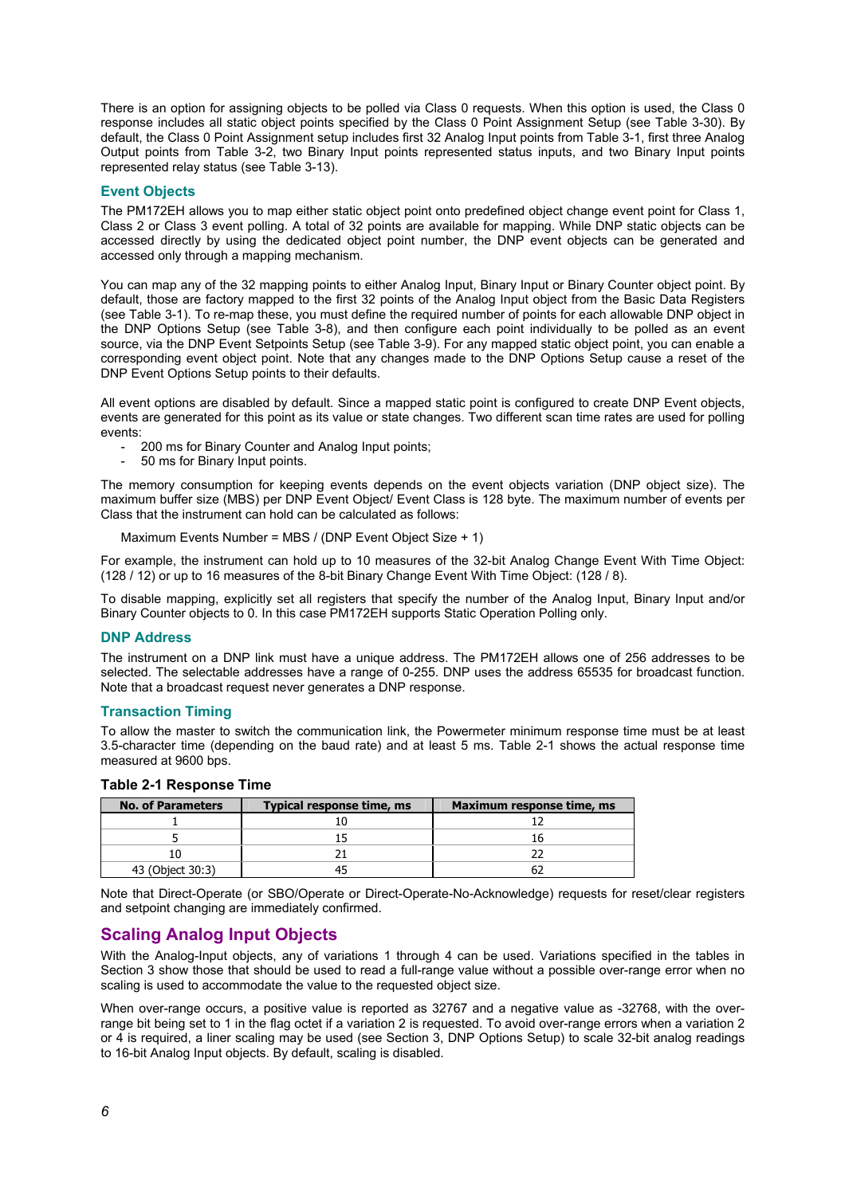There is an option for assigning objects to be polled via Class 0 requests. When this option is used, the Class 0 response includes all static object points specified by the Class 0 Point Assignment Setup (see Table 3-30). By default, the Class 0 Point Assignment setup includes first 32 Analog Input points from Table 3-1, first three Analog Output points from Table 3-2, two Binary Input points represented status inputs, and two Binary Input points represented relay status (see Table 3-13).

### Event Objects

The PM172EH allows you to map either static object point onto predefined object change event point for Class 1, Class 2 or Class 3 event polling. A total of 32 points are available for mapping. While DNP static objects can be accessed directly by using the dedicated object point number, the DNP event objects can be generated and accessed only through a mapping mechanism.

You can map any of the 32 mapping points to either Analog Input, Binary Input or Binary Counter object point. By default, those are factory mapped to the first 32 points of the Analog Input object from the Basic Data Registers (see Table 3-1). To re-map these, you must define the required number of points for each allowable DNP object in the DNP Options Setup (see Table 3-8), and then configure each point individually to be polled as an event source, via the DNP Event Setpoints Setup (see Table 3-9). For any mapped static object point, you can enable a corresponding event object point. Note that any changes made to the DNP Options Setup cause a reset of the DNP Event Options Setup points to their defaults.

All event options are disabled by default. Since a mapped static point is configured to create DNP Event objects, events are generated for this point as its value or state changes. Two different scan time rates are used for polling events:

- 200 ms for Binary Counter and Analog Input points;
- 50 ms for Binary Input points.

The memory consumption for keeping events depends on the event objects variation (DNP object size). The maximum buffer size (MBS) per DNP Event Object/ Event Class is 128 byte. The maximum number of events per Class that the instrument can hold can be calculated as follows:

Maximum Events Number = MBS / (DNP Event Object Size + 1)

For example, the instrument can hold up to 10 measures of the 32-bit Analog Change Event With Time Object: (128 / 12) or up to 16 measures of the 8-bit Binary Change Event With Time Object: (128 / 8).

To disable mapping, explicitly set all registers that specify the number of the Analog Input, Binary Input and/or Binary Counter objects to 0. In this case PM172EH supports Static Operation Polling only.

### DNP Address

The instrument on a DNP link must have a unique address. The PM172EH allows one of 256 addresses to be selected. The selectable addresses have a range of 0-255. DNP uses the address 65535 for broadcast function. Note that a broadcast request never generates a DNP response.

### Transaction Timing

To allow the master to switch the communication link, the Powermeter minimum response time must be at least 3.5-character time (depending on the baud rate) and at least 5 ms. Table 2-1 shows the actual response time measured at 9600 bps.

**Table 2-1 Response Time**

| No. of Parameters | Typical response time, ms | Maximum response time, ms |
|---|---|---|
| 1 | 10 | 12 |
| 5 | 15 | 16 |
| 10 | 21 | 22 |
| 43 (Object 30:3) | 45 | 62 |

Note that Direct-Operate (or SBO/Operate or Direct-Operate-No-Acknowledge) requests for reset/clear registers and setpoint changing are immediately confirmed.

## Scaling Analog Input Objects

With the Analog-Input objects, any of variations 1 through 4 can be used. Variations specified in the tables in Section 3 show those that should be used to read a full-range value without a possible over-range error when no scaling is used to accommodate the value to the requested object size.

When over-range occurs, a positive value is reported as 32767 and a negative value as -32768, with the over-range bit being set to 1 in the flag octet if a variation 2 is requested. To avoid over-range errors when a variation 2 or 4 is required, a liner scaling may be used (see Section 3, DNP Options Setup) to scale 32-bit analog readings to 16-bit Analog Input objects. By default, scaling is disabled.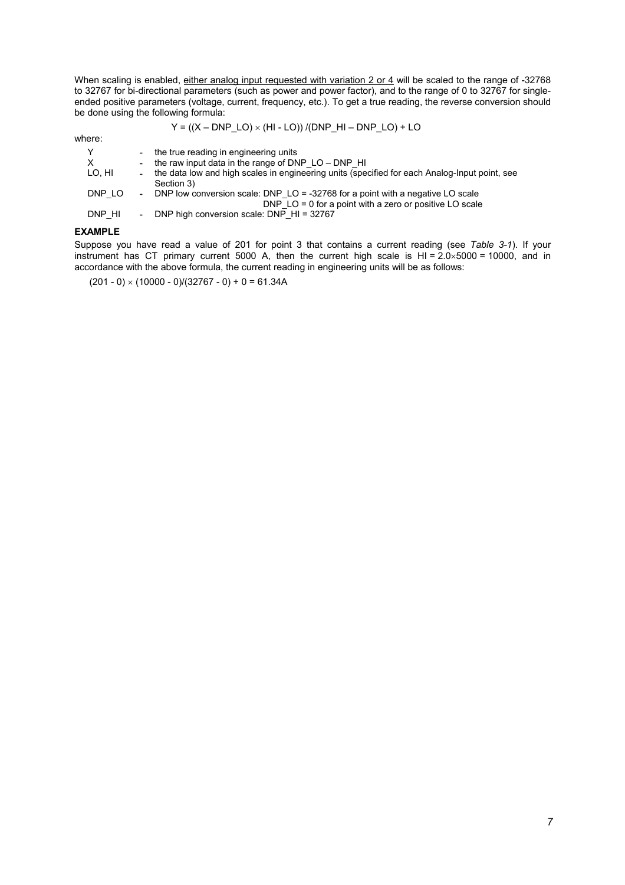When scaling is enabled, <u>either analog input requested with variation 2 or 4</u> will be scaled to the range of -32768 to 32767 for bi-directional parameters (such as power and power factor), and to the range of 0 to 32767 for single-ended positive parameters (voltage, current, frequency, etc.). To get a true reading, the reverse conversion should be done using the following formula:

$$Y = ((X - DNP\_LO) \times (HI - LO)) / (DNP\_HI - DNP\_LO) + LO$$

where:

| | | |
|---|---|---|
| Y | - | the true reading in engineering units |
| X | - | the raw input data in the range of DNP_LO – DNP_HI |
| LO, HI | - | the data low and high scales in engineering units (specified for each Analog-Input point, see Section 3) |
| DNP_LO | - | DNP low conversion scale: DNP_LO = -32768 for a point with a negative LO scale<br>DNP_LO = 0 for a point with a zero or positive LO scale |
| DNP_HI | - | DNP high conversion scale: DNP_HI = 32767 |

**EXAMPLE**

Suppose you have read a value of 201 for point 3 that contains a current reading (see *Table 3-1*). If your instrument has CT primary current 5000 A, then the current high scale is HI = 2.0×5000 = 10000, and in accordance with the above formula, the current reading in engineering units will be as follows:

$(201 - 0) \times (10000 - 0)/(32767 - 0) + 0 = 61.34A$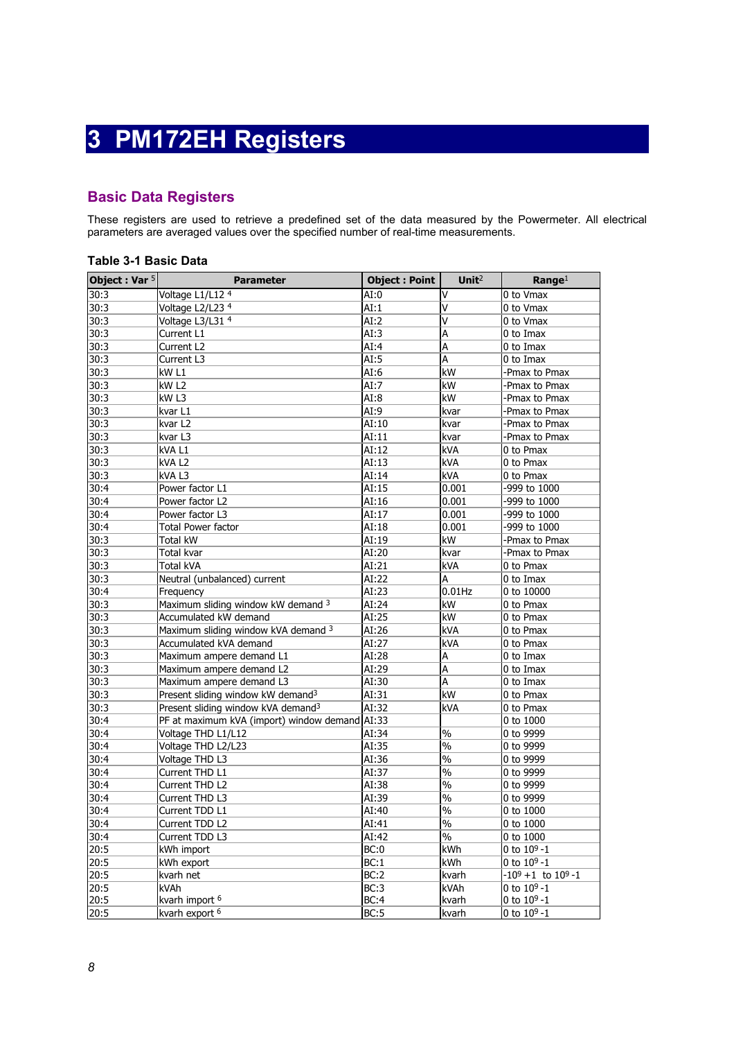# 3 PM172EH Registers

## Basic Data Registers

These registers are used to retrieve a predefined set of the data measured by the Powermeter. All electrical parameters are averaged values over the specified number of real-time measurements.

### Table 3-1 Basic Data

| Object : Var [5] | Parameter | Object : Point | Unit[2] | Range[1] |
|---|---|---|---|---|
| 30:3 | Voltage L1/L12 [4] | AI:0 | V | 0 to Vmax |
| 30:3 | Voltage L2/L23 [4] | AI:1 | V | 0 to Vmax |
| 30:3 | Voltage L3/L31 [4] | AI:2 | V | 0 to Vmax |
| 30:3 | Current L1 | AI:3 | A | 0 to Imax |
| 30:3 | Current L2 | AI:4 | A | 0 to Imax |
| 30:3 | Current L3 | AI:5 | A | 0 to Imax |
| 30:3 | kW L1 | AI:6 | kW | -Pmax to Pmax |
| 30:3 | kW L2 | AI:7 | kW | -Pmax to Pmax |
| 30:3 | kW L3 | AI:8 | kW | -Pmax to Pmax |
| 30:3 | kvar L1 | AI:9 | kvar | -Pmax to Pmax |
| 30:3 | kvar L2 | AI:10 | kvar | -Pmax to Pmax |
| 30:3 | kvar L3 | AI:11 | kvar | -Pmax to Pmax |
| 30:3 | kVA L1 | AI:12 | kVA | 0 to Pmax |
| 30:3 | kVA L2 | AI:13 | kVA | 0 to Pmax |
| 30:3 | kVA L3 | AI:14 | kVA | 0 to Pmax |
| 30:4 | Power factor L1 | AI:15 | 0.001 | -999 to 1000 |
| 30:4 | Power factor L2 | AI:16 | 0.001 | -999 to 1000 |
| 30:4 | Power factor L3 | AI:17 | 0.001 | -999 to 1000 |
| 30:4 | Total Power factor | AI:18 | 0.001 | -999 to 1000 |
| 30:3 | Total kW | AI:19 | kW | -Pmax to Pmax |
| 30:3 | Total kvar | AI:20 | kvar | -Pmax to Pmax |
| 30:3 | Total kVA | AI:21 | kVA | 0 to Pmax |
| 30:3 | Neutral (unbalanced) current | AI:22 | A | 0 to Imax |
| 30:4 | Frequency | AI:23 | 0.01Hz | 0 to 10000 |
| 30:3 | Maximum sliding window kW demand [3] | AI:24 | kW | 0 to Pmax |
| 30:3 | Accumulated kW demand | AI:25 | kW | 0 to Pmax |
| 30:3 | Maximum sliding window kVA demand [3] | AI:26 | kVA | 0 to Pmax |
| 30:3 | Accumulated kVA demand | AI:27 | kVA | 0 to Pmax |
| 30:3 | Maximum ampere demand L1 | AI:28 | A | 0 to Imax |
| 30:3 | Maximum ampere demand L2 | AI:29 | A | 0 to Imax |
| 30:3 | Maximum ampere demand L3 | AI:30 | A | 0 to Imax |
| 30:3 | Present sliding window kW demand[3] | AI:31 | kW | 0 to Pmax |
| 30:3 | Present sliding window kVA demand[3] | AI:32 | kVA | 0 to Pmax |
| 30:4 | PF at maximum kVA (import) window demand | AI:33 | | 0 to 1000 |
| 30:4 | Voltage THD L1/L12 | AI:34 | % | 0 to 9999 |
| 30:4 | Voltage THD L2/L23 | AI:35 | % | 0 to 9999 |
| 30:4 | Voltage THD L3 | AI:36 | % | 0 to 9999 |
| 30:4 | Current THD L1 | AI:37 | % | 0 to 9999 |
| 30:4 | Current THD L2 | AI:38 | % | 0 to 9999 |
| 30:4 | Current THD L3 | AI:39 | % | 0 to 9999 |
| 30:4 | Current TDD L1 | AI:40 | % | 0 to 1000 |
| 30:4 | Current TDD L2 | AI:41 | % | 0 to 1000 |
| 30:4 | Current TDD L3 | AI:42 | % | 0 to 1000 |
| 20:5 | kWh import | BC:0 | kWh | 0 to $10^9$ -1 |
| 20:5 | kWh export | BC:1 | kWh | 0 to $10^9$ -1 |
| 20:5 | kvarh net | BC:2 | kvarh | $-10^9$ +1 to $10^9$ -1 |
| 20:5 | kVAh | BC:3 | kVAh | 0 to $10^9$ -1 |
| 20:5 | kvarh import [6] | BC:4 | kvarh | 0 to $10^9$ -1 |
| 20:5 | kvarh export [6] | BC:5 | kvarh | 0 to $10^9$ -1 |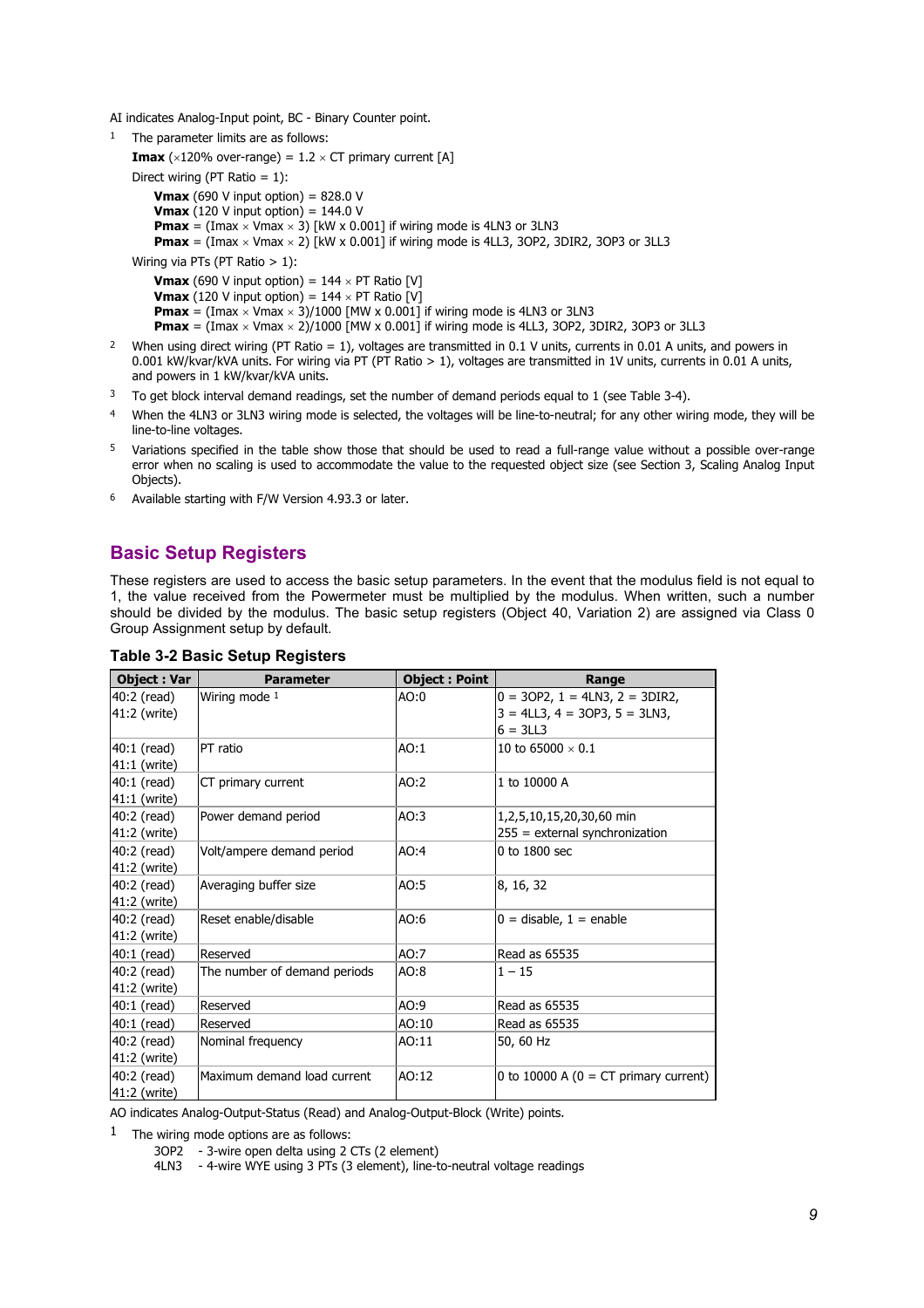AI indicates Analog-Input point, BC - Binary Counter point.

[1] The parameter limits are as follows:

**Imax** (×120% over-range) = 1.2 × CT primary current [A]

Direct wiring (PT Ratio = 1):

- **Vmax** (690 V input option) = 828.0 V
- **Vmax** (120 V input option) = 144.0 V
- **Pmax** = (Imax × Vmax × 3) [kW x 0.001] if wiring mode is 4LN3 or 3LN3
- **Pmax** = (Imax × Vmax × 2) [kW x 0.001] if wiring mode is 4LL3, 3OP2, 3DIR2, 3OP3 or 3LL3

Wiring via PTs (PT Ratio > 1):

- **Vmax** (690 V input option) = 144 × PT Ratio [V]
- **Vmax** (120 V input option) = 144 × PT Ratio [V]
- **Pmax** = (Imax × Vmax × 3)/1000 [MW x 0.001] if wiring mode is 4LN3 or 3LN3
- **Pmax** = (Imax × Vmax × 2)/1000 [MW x 0.001] if wiring mode is 4LL3, 3OP2, 3DIR2, 3OP3 or 3LL3

[2] When using direct wiring (PT Ratio = 1), voltages are transmitted in 0.1 V units, currents in 0.01 A units, and powers in 0.001 kW/kvar/kVA units. For wiring via PT (PT Ratio > 1), voltages are transmitted in 1V units, currents in 0.01 A units, and powers in 1 kW/kvar/kVA units.

[3] To get block interval demand readings, set the number of demand periods equal to 1 (see Table 3-4).

[4] When the 4LN3 or 3LN3 wiring mode is selected, the voltages will be line-to-neutral; for any other wiring mode, they will be line-to-line voltages.

[5] Variations specified in the table show those that should be used to read a full-range value without a possible over-range error when no scaling is used to accommodate the value to the requested object size (see Section 3, Scaling Analog Input Objects).

[6] Available starting with F/W Version 4.93.3 or later.

## Basic Setup Registers

These registers are used to access the basic setup parameters. In the event that the modulus field is not equal to 1, the value received from the Powermeter must be multiplied by the modulus. When written, such a number should be divided by the modulus. The basic setup registers (Object 40, Variation 2) are assigned via Class 0 Group Assignment setup by default.

**Table 3-2 Basic Setup Registers**

| Object : Var | Parameter | Object : Point | Range |
|---|---|---|---|
| 40:2 (read)<br>41:2 (write) | Wiring mode [1] | AO:0 | 0 = 3OP2, 1 = 4LN3, 2 = 3DIR2,<br>3 = 4LL3, 4 = 3OP3, 5 = 3LN3,<br>6 = 3LL3 |
| 40:1 (read)<br>41:1 (write) | PT ratio | AO:1 | 10 to 65000 × 0.1 |
| 40:1 (read)<br>41:1 (write) | CT primary current | AO:2 | 1 to 10000 A |
| 40:2 (read)<br>41:2 (write) | Power demand period | AO:3 | 1,2,5,10,15,20,30,60 min<br>255 = external synchronization |
| 40:2 (read)<br>41:2 (write) | Volt/ampere demand period | AO:4 | 0 to 1800 sec |
| 40:2 (read)<br>41:2 (write) | Averaging buffer size | AO:5 | 8, 16, 32 |
| 40:2 (read)<br>41:2 (write) | Reset enable/disable | AO:6 | 0 = disable, 1 = enable |
| 40:1 (read) | Reserved | AO:7 | Read as 65535 |
| 40:2 (read)<br>41:2 (write) | The number of demand periods | AO:8 | 1 – 15 |
| 40:1 (read) | Reserved | AO:9 | Read as 65535 |
| 40:1 (read) | Reserved | AO:10 | Read as 65535 |
| 40:2 (read)<br>41:2 (write) | Nominal frequency | AO:11 | 50, 60 Hz |
| 40:2 (read)<br>41:2 (write) | Maximum demand load current | AO:12 | 0 to 10000 A (0 = CT primary current) |

AO indicates Analog-Output-Status (Read) and Analog-Output-Block (Write) points.

[1] The wiring mode options are as follows:

- 3OP2 - 3-wire open delta using 2 CTs (2 element)
- 4LN3 - 4-wire WYE using 3 PTs (3 element), line-to-neutral voltage readings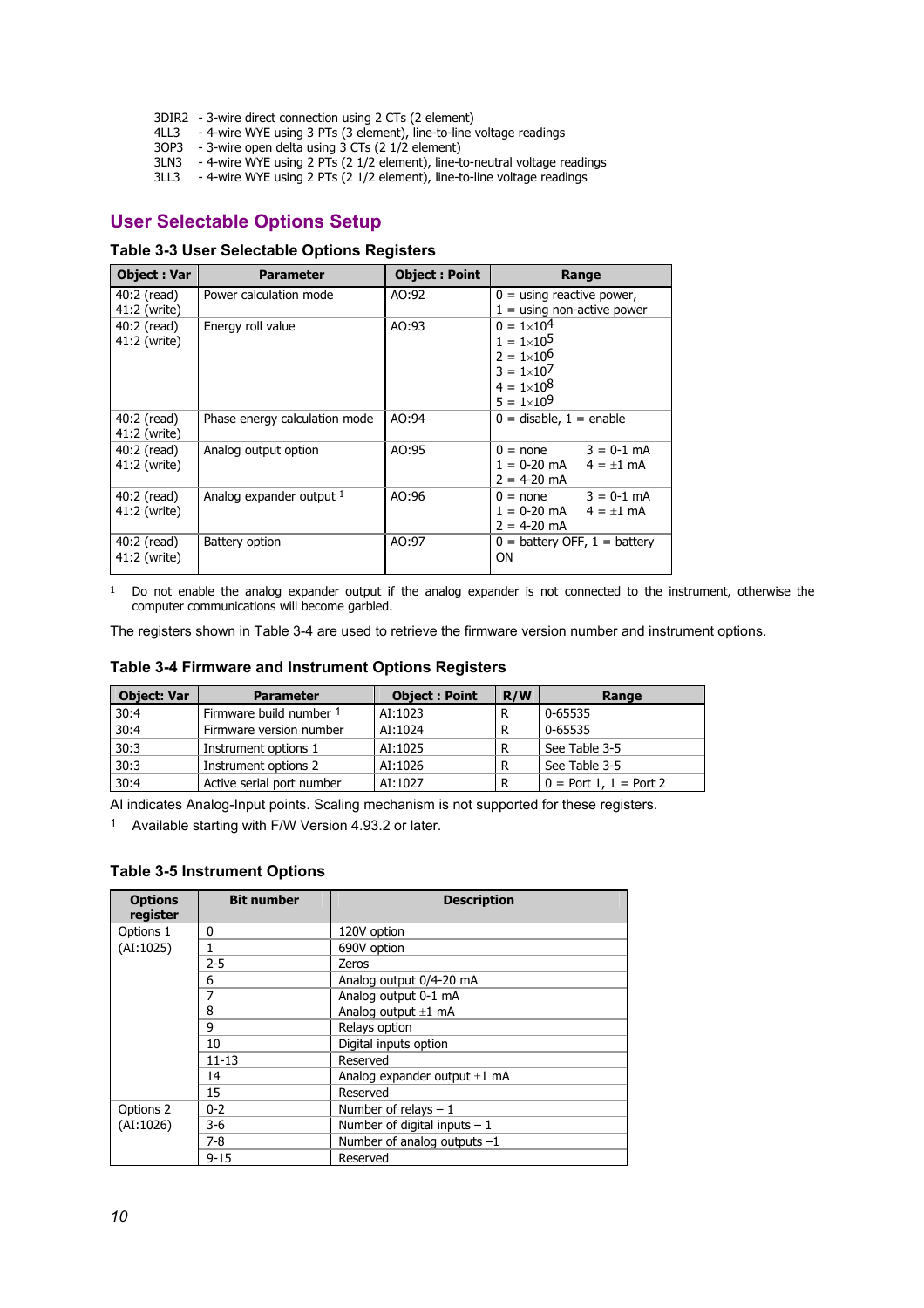3DIR2 - 3-wire direct connection using 2 CTs (2 element)
4LL3 - 4-wire WYE using 3 PTs (3 element), line-to-line voltage readings
3OP3 - 3-wire open delta using 3 CTs (2 1/2 element)
3LN3 - 4-wire WYE using 2 PTs (2 1/2 element), line-to-neutral voltage readings
3LL3 - 4-wire WYE using 2 PTs (2 1/2 element), line-to-line voltage readings

## User Selectable Options Setup

### Table 3-3 User Selectable Options Registers

| Object : Var | Parameter | Object : Point | Range |
|---|---|---|---|
| 40:2 (read)<br>41:2 (write) | Power calculation mode | AO:92 | 0 = using reactive power,<br>1 = using non-active power |
| 40:2 (read)<br>41:2 (write) | Energy roll value | AO:93 | 0 = $1\times10^4$<br>1 = $1\times10^5$<br>2 = $1\times10^6$<br>3 = $1\times10^7$<br>4 = $1\times10^8$<br>5 = $1\times10^9$ |
| 40:2 (read)<br>41:2 (write) | Phase energy calculation mode | AO:94 | 0 = disable, 1 = enable |
| 40:2 (read)<br>41:2 (write) | Analog output option | AO:95 | 0 = none 3 = 0-1 mA<br>1 = 0-20 mA 4 = ±1 mA<br>2 = 4-20 mA |
| 40:2 (read)<br>41:2 (write) | Analog expander output [1] | AO:96 | 0 = none 3 = 0-1 mA<br>1 = 0-20 mA 4 = ±1 mA<br>2 = 4-20 mA |
| 40:2 (read)<br>41:2 (write) | Battery option | AO:97 | 0 = battery OFF, 1 = battery ON |

[1] Do not enable the analog expander output if the analog expander is not connected to the instrument, otherwise the computer communications will become garbled.

The registers shown in Table 3-4 are used to retrieve the firmware version number and instrument options.

### Table 3-4 Firmware and Instrument Options Registers

| Object: Var | Parameter | Object : Point | R/W | Range |
|---|---|---|---|---|
| 30:4 | Firmware build number [1] | AI:1023 | R | 0-65535 |
| 30:4 | Firmware version number | AI:1024 | R | 0-65535 |
| 30:3 | Instrument options 1 | AI:1025 | R | See Table 3-5 |
| 30:3 | Instrument options 2 | AI:1026 | R | See Table 3-5 |
| 30:4 | Active serial port number | AI:1027 | R | 0 = Port 1, 1 = Port 2 |

AI indicates Analog-Input points. Scaling mechanism is not supported for these registers.

[1] Available starting with F/W Version 4.93.2 or later.

### Table 3-5 Instrument Options

| Options register | Bit number | Description |
|---|---|---|
| Options 1<br>(AI:1025) | 0 | 120V option |
| | 1 | 690V option |
| | 2-5 | Zeros |
| | 6 | Analog output 0/4-20 mA |
| | 7 | Analog output 0-1 mA |
| | 8 | Analog output ±1 mA |
| | 9 | Relays option |
| | 10 | Digital inputs option |
| | 11-13 | Reserved |
| | 14 | Analog expander output ±1 mA |
| | 15 | Reserved |
| Options 2<br>(AI:1026) | 0-2 | Number of relays – 1 |
| | 3-6 | Number of digital inputs – 1 |
| | 7-8 | Number of analog outputs –1 |
| | 9-15 | Reserved |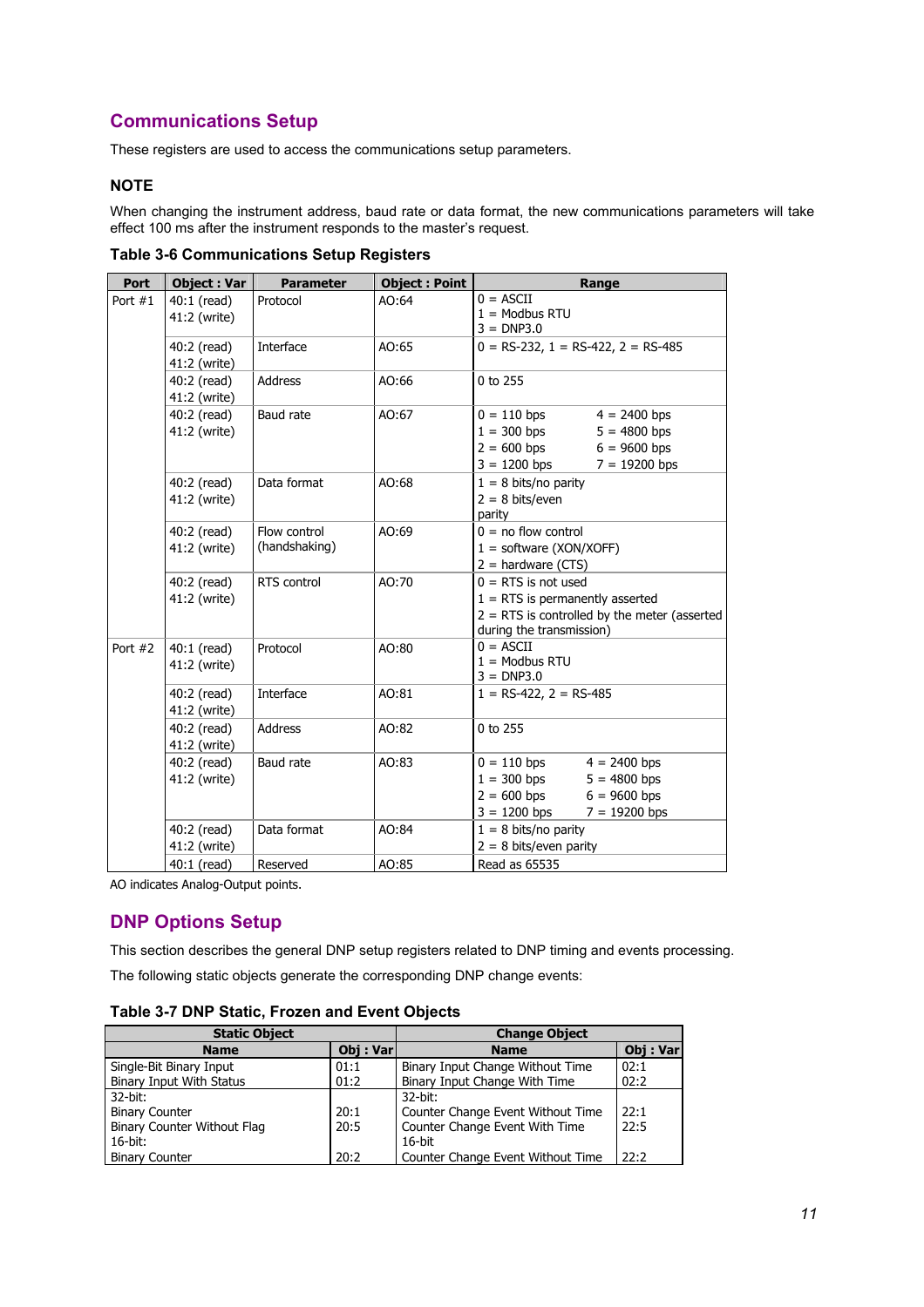## Communications Setup

These registers are used to access the communications setup parameters.

### NOTE

When changing the instrument address, baud rate or data format, the new communications parameters will take effect 100 ms after the instrument responds to the master's request.

**Table 3-6 Communications Setup Registers**

| Port | Object : Var | Parameter | Object : Point | Range |
|---|---|---|---|---|
| Port #1 | 40:1 (read)<br>41:2 (write) | Protocol | AO:64 | 0 = ASCII<br>1 = Modbus RTU<br>3 = DNP3.0 |
| | 40:2 (read)<br>41:2 (write) | Interface | AO:65 | 0 = RS-232, 1 = RS-422, 2 = RS-485 |
| | 40:2 (read)<br>41:2 (write) | Address | AO:66 | 0 to 255 |
| | 40:2 (read)<br>41:2 (write) | Baud rate | AO:67 | 0 = 110 bps 4 = 2400 bps<br>1 = 300 bps 5 = 4800 bps<br>2 = 600 bps 6 = 9600 bps<br>3 = 1200 bps 7 = 19200 bps |
| | 40:2 (read)<br>41:2 (write) | Data format | AO:68 | 1 = 8 bits/no parity<br>2 = 8 bits/even parity |
| | 40:2 (read)<br>41:2 (write) | Flow control (handshaking) | AO:69 | 0 = no flow control<br>1 = software (XON/XOFF)<br>2 = hardware (CTS) |
| | 40:2 (read)<br>41:2 (write) | RTS control | AO:70 | 0 = RTS is not used<br>1 = RTS is permanently asserted<br>2 = RTS is controlled by the meter (asserted during the transmission) |
| Port #2 | 40:1 (read)<br>41:2 (write) | Protocol | AO:80 | 0 = ASCII<br>1 = Modbus RTU<br>3 = DNP3.0 |
| | 40:2 (read)<br>41:2 (write) | Interface | AO:81 | 1 = RS-422, 2 = RS-485 |
| | 40:2 (read)<br>41:2 (write) | Address | AO:82 | 0 to 255 |
| | 40:2 (read)<br>41:2 (write) | Baud rate | AO:83 | 0 = 110 bps 4 = 2400 bps<br>1 = 300 bps 5 = 4800 bps<br>2 = 600 bps 6 = 9600 bps<br>3 = 1200 bps 7 = 19200 bps |
| | 40:2 (read)<br>41:2 (write) | Data format | AO:84 | 1 = 8 bits/no parity<br>2 = 8 bits/even parity |
| | 40:1 (read) | Reserved | AO:85 | Read as 65535 |

AO indicates Analog-Output points.

## DNP Options Setup

This section describes the general DNP setup registers related to DNP timing and events processing.

The following static objects generate the corresponding DNP change events:

**Table 3-7 DNP Static, Frozen and Event Objects**

| Static Object | | Change Object | |
|---|---|---|---|
| **Name** | **Obj : Var** | **Name** | **Obj : Var** |
| Single-Bit Binary Input<br>Binary Input With Status | 01:1<br>01:2 | Binary Input Change Without Time<br>Binary Input Change With Time | 02:1<br>02:2 |
| 32-bit:<br>Binary Counter<br>Binary Counter Without Flag<br>16-bit:<br>Binary Counter | <br>20:1<br>20:5<br><br>20:2 | 32-bit:<br>Counter Change Event Without Time<br>Counter Change Event With Time<br>16-bit<br>Counter Change Event Without Time | <br>22:1<br>22:5<br><br>22:2 |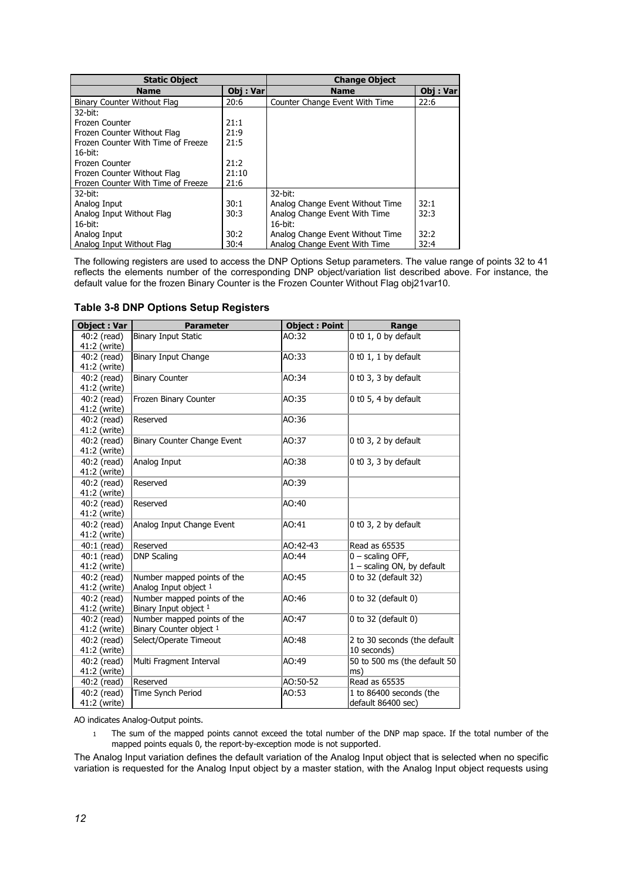| Static Object | | Change Object | |
|---|---|---|---|
| **Name** | **Obj : Var** | **Name** | **Obj : Var** |
| Binary Counter Without Flag | 20:6 | Counter Change Event With Time | 22:6 |
| 32-bit:<br>Frozen Counter<br>Frozen Counter Without Flag<br>Frozen Counter With Time of Freeze<br>16-bit:<br>Frozen Counter<br>Frozen Counter Without Flag<br>Frozen Counter With Time of Freeze | <br>21:1<br>21:9<br>21:5<br><br>21:2<br>21:10<br>21:6 | | |
| 32-bit:<br>Analog Input<br>Analog Input Without Flag<br>16-bit:<br>Analog Input<br>Analog Input Without Flag | <br>30:1<br>30:3<br><br>30:2<br>30:4 | 32-bit:<br>Analog Change Event Without Time<br>Analog Change Event With Time<br>16-bit:<br>Analog Change Event Without Time<br>Analog Change Event With Time | <br>32:1<br>32:3<br><br>32:2<br>32:4 |

The following registers are used to access the DNP Options Setup parameters. The value range of points 32 to 41 reflects the elements number of the corresponding DNP object/variation list described above. For instance, the default value for the frozen Binary Counter is the Frozen Counter Without Flag obj21var10.

### Table 3-8 DNP Options Setup Registers

| Object : Var | Parameter | Object : Point | Range |
|---|---|---|---|
| 40:2 (read)<br>41:2 (write) | Binary Input Static | AO:32 | 0 t0 1, 0 by default |
| 40:2 (read)<br>41:2 (write) | Binary Input Change | AO:33 | 0 t0 1, 1 by default |
| 40:2 (read)<br>41:2 (write) | Binary Counter | AO:34 | 0 t0 3, 3 by default |
| 40:2 (read)<br>41:2 (write) | Frozen Binary Counter | AO:35 | 0 t0 5, 4 by default |
| 40:2 (read)<br>41:2 (write) | Reserved | AO:36 | |
| 40:2 (read)<br>41:2 (write) | Binary Counter Change Event | AO:37 | 0 t0 3, 2 by default |
| 40:2 (read)<br>41:2 (write) | Analog Input | AO:38 | 0 t0 3, 3 by default |
| 40:2 (read)<br>41:2 (write) | Reserved | AO:39 | |
| 40:2 (read)<br>41:2 (write) | Reserved | AO:40 | |
| 40:2 (read)<br>41:2 (write) | Analog Input Change Event | AO:41 | 0 t0 3, 2 by default |
| 40:1 (read) | Reserved | AO:42-43 | Read as 65535 |
| 40:1 (read)<br>41:2 (write) | DNP Scaling | AO:44 | 0 – scaling OFF,<br>1 – scaling ON, by default |
| 40:2 (read)<br>41:2 (write) | Number mapped points of the Analog Input object [1] | AO:45 | 0 to 32 (default 32) |
| 40:2 (read)<br>41:2 (write) | Number mapped points of the Binary Input object [1] | AO:46 | 0 to 32 (default 0) |
| 40:2 (read)<br>41:2 (write) | Number mapped points of the Binary Counter object [1] | AO:47 | 0 to 32 (default 0) |
| 40:2 (read)<br>41:2 (write) | Select/Operate Timeout | AO:48 | 2 to 30 seconds (the default 10 seconds) |
| 40:2 (read)<br>41:2 (write) | Multi Fragment Interval | AO:49 | 50 to 500 ms (the default 50 ms) |
| 40:2 (read) | Reserved | AO:50-52 | Read as 65535 |
| 40:2 (read)<br>41:2 (write) | Time Synch Period | AO:53 | 1 to 86400 seconds (the default 86400 sec) |

AO indicates Analog-Output points.

[1] The sum of the mapped points cannot exceed the total number of the DNP map space. If the total number of the mapped points equals 0, the report-by-exception mode is not supported.

The Analog Input variation defines the default variation of the Analog Input object that is selected when no specific variation is requested for the Analog Input object by a master station, with the Analog Input object requests using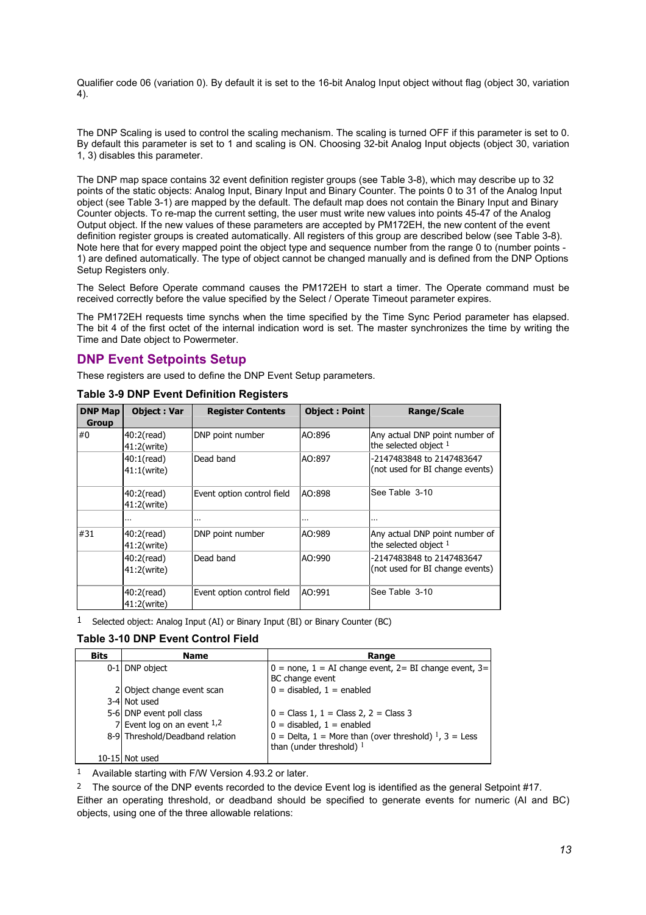Qualifier code 06 (variation 0). By default it is set to the 16-bit Analog Input object without flag (object 30, variation 4).

The DNP Scaling is used to control the scaling mechanism. The scaling is turned OFF if this parameter is set to 0. By default this parameter is set to 1 and scaling is ON. Choosing 32-bit Analog Input objects (object 30, variation 1, 3) disables this parameter.

The DNP map space contains 32 event definition register groups (see Table 3-8), which may describe up to 32 points of the static objects: Analog Input, Binary Input and Binary Counter. The points 0 to 31 of the Analog Input object (see Table 3-1) are mapped by the default. The default map does not contain the Binary Input and Binary Counter objects. To re-map the current setting, the user must write new values into points 45-47 of the Analog Output object. If the new values of these parameters are accepted by PM172EH, the new content of the event definition register groups is created automatically. All registers of this group are described below (see Table 3-8). Note here that for every mapped point the object type and sequence number from the range 0 to (number points - 1) are defined automatically. The type of object cannot be changed manually and is defined from the DNP Options Setup Registers only.

The Select Before Operate command causes the PM172EH to start a timer. The Operate command must be received correctly before the value specified by the Select / Operate Timeout parameter expires.

The PM172EH requests time synchs when the time specified by the Time Sync Period parameter has elapsed. The bit 4 of the first octet of the internal indication word is set. The master synchronizes the time by writing the Time and Date object to Powermeter.

## DNP Event Setpoints Setup

These registers are used to define the DNP Event Setup parameters.

**Table 3-9 DNP Event Definition Registers**

| DNP Map Group | Object : Var | Register Contents | Object : Point | Range/Scale |
|---|---|---|---|---|
| #0 | 40:2(read) 41:2(write) | DNP point number | AO:896 | Any actual DNP point number of the selected object [1] |
| | 40:1(read) 41:1(write) | Dead band | AO:897 | -2147483848 to 2147483647 (not used for BI change events) |
| | 40:2(read) 41:2(write) | Event option control field | AO:898 | See Table 3-10 |
| | ... | ... | ... | ... |
| #31 | 40:2(read) 41:2(write) | DNP point number | AO:989 | Any actual DNP point number of the selected object [1] |
| | 40:2(read) 41:2(write) | Dead band | AO:990 | -2147483848 to 2147483647 (not used for BI change events) |
| | 40:2(read) 41:2(write) | Event option control field | AO:991 | See Table 3-10 |

[1] Selected object: Analog Input (AI) or Binary Input (BI) or Binary Counter (BC)

**Table 3-10 DNP Event Control Field**

| Bits | Name | Range |
|---|---|---|
| 0-1 | DNP object | 0 = none, 1 = AI change event, 2= BI change event, 3= BC change event |
| 2 | Object change event scan | 0 = disabled, 1 = enabled |
| 3-4 | Not used | |
| 5-6 | DNP event poll class | 0 = Class 1, 1 = Class 2, 2 = Class 3 |
| 7 | Event log on an event [1,2] | 0 = disabled, 1 = enabled |
| 8-9 | Threshold/Deadband relation | 0 = Delta, 1 = More than (over threshold) [1], 3 = Less than (under threshold) [1] |
| 10-15 | Not used | |

[1] Available starting with F/W Version 4.93.2 or later.

[2] The source of the DNP events recorded to the device Event log is identified as the general Setpoint #17.

Either an operating threshold, or deadband should be specified to generate events for numeric (AI and BC) objects, using one of the three allowable relations: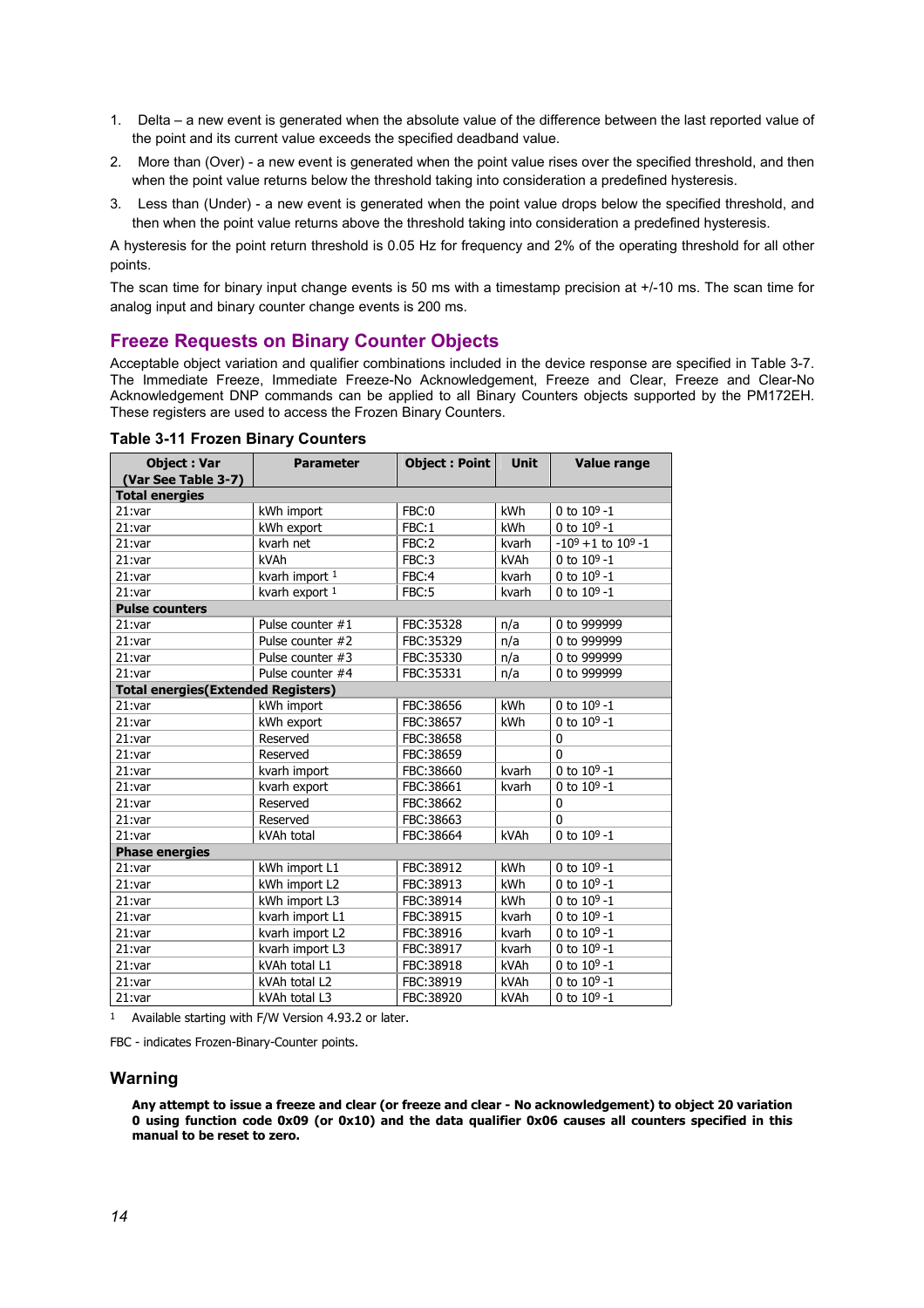1. Delta – a new event is generated when the absolute value of the difference between the last reported value of the point and its current value exceeds the specified deadband value.
2. More than (Over) - a new event is generated when the point value rises over the specified threshold, and then when the point value returns below the threshold taking into consideration a predefined hysteresis.
3. Less than (Under) - a new event is generated when the point value drops below the specified threshold, and then when the point value returns above the threshold taking into consideration a predefined hysteresis.

A hysteresis for the point return threshold is 0.05 Hz for frequency and 2% of the operating threshold for all other points.

The scan time for binary input change events is 50 ms with a timestamp precision at +/-10 ms. The scan time for analog input and binary counter change events is 200 ms.

## Freeze Requests on Binary Counter Objects

Acceptable object variation and qualifier combinations included in the device response are specified in Table 3-7. The Immediate Freeze, Immediate Freeze-No Acknowledgement, Freeze and Clear, Freeze and Clear-No Acknowledgement DNP commands can be applied to all Binary Counters objects supported by the PM172EH. These registers are used to access the Frozen Binary Counters.

**Table 3-11 Frozen Binary Counters**

| Object : Var (Var See Table 3-7) | Parameter | Object : Point | Unit | Value range |
|---|---|---|---|---|
| **Total energies** | | | | |
| 21:var | kWh import | FBC:0 | kWh | 0 to $10^9$ -1 |
| 21:var | kWh export | FBC:1 | kWh | 0 to $10^9$ -1 |
| 21:var | kvarh net | FBC:2 | kvarh | $-10^9$ +1 to $10^9$ -1 |
| 21:var | kVAh | FBC:3 | kVAh | 0 to $10^9$ -1 |
| 21:var | kvarh import [1] | FBC:4 | kvarh | 0 to $10^9$ -1 |
| 21:var | kvarh export [1] | FBC:5 | kvarh | 0 to $10^9$ -1 |
| **Pulse counters** | | | | |
| 21:var | Pulse counter #1 | FBC:35328 | n/a | 0 to 999999 |
| 21:var | Pulse counter #2 | FBC:35329 | n/a | 0 to 999999 |
| 21:var | Pulse counter #3 | FBC:35330 | n/a | 0 to 999999 |
| 21:var | Pulse counter #4 | FBC:35331 | n/a | 0 to 999999 |
| **Total energies(Extended Registers)** | | | | |
| 21:var | kWh import | FBC:38656 | kWh | 0 to $10^9$ -1 |
| 21:var | kWh export | FBC:38657 | kWh | 0 to $10^9$ -1 |
| 21:var | Reserved | FBC:38658 | | 0 |
| 21:var | Reserved | FBC:38659 | | 0 |
| 21:var | kvarh import | FBC:38660 | kvarh | 0 to $10^9$ -1 |
| 21:var | kvarh export | FBC:38661 | kvarh | 0 to $10^9$ -1 |
| 21:var | Reserved | FBC:38662 | | 0 |
| 21:var | Reserved | FBC:38663 | | 0 |
| 21:var | kVAh total | FBC:38664 | kVAh | 0 to $10^9$ -1 |
| **Phase energies** | | | | |
| 21:var | kWh import L1 | FBC:38912 | kWh | 0 to $10^9$ -1 |
| 21:var | kWh import L2 | FBC:38913 | kWh | 0 to $10^9$ -1 |
| 21:var | kWh import L3 | FBC:38914 | kWh | 0 to $10^9$ -1 |
| 21:var | kvarh import L1 | FBC:38915 | kvarh | 0 to $10^9$ -1 |
| 21:var | kvarh import L2 | FBC:38916 | kvarh | 0 to $10^9$ -1 |
| 21:var | kvarh import L3 | FBC:38917 | kvarh | 0 to $10^9$ -1 |
| 21:var | kVAh total L1 | FBC:38918 | kVAh | 0 to $10^9$ -1 |
| 21:var | kVAh total L2 | FBC:38919 | kVAh | 0 to $10^9$ -1 |
| 21:var | kVAh total L3 | FBC:38920 | kVAh | 0 to $10^9$ -1 |

[1] Available starting with F/W Version 4.93.2 or later.

FBC - indicates Frozen-Binary-Counter points.

### Warning

**Any attempt to issue a freeze and clear (or freeze and clear - No acknowledgement) to object 20 variation 0 using function code 0x09 (or 0x10) and the data qualifier 0x06 causes all counters specified in this manual to be reset to zero.**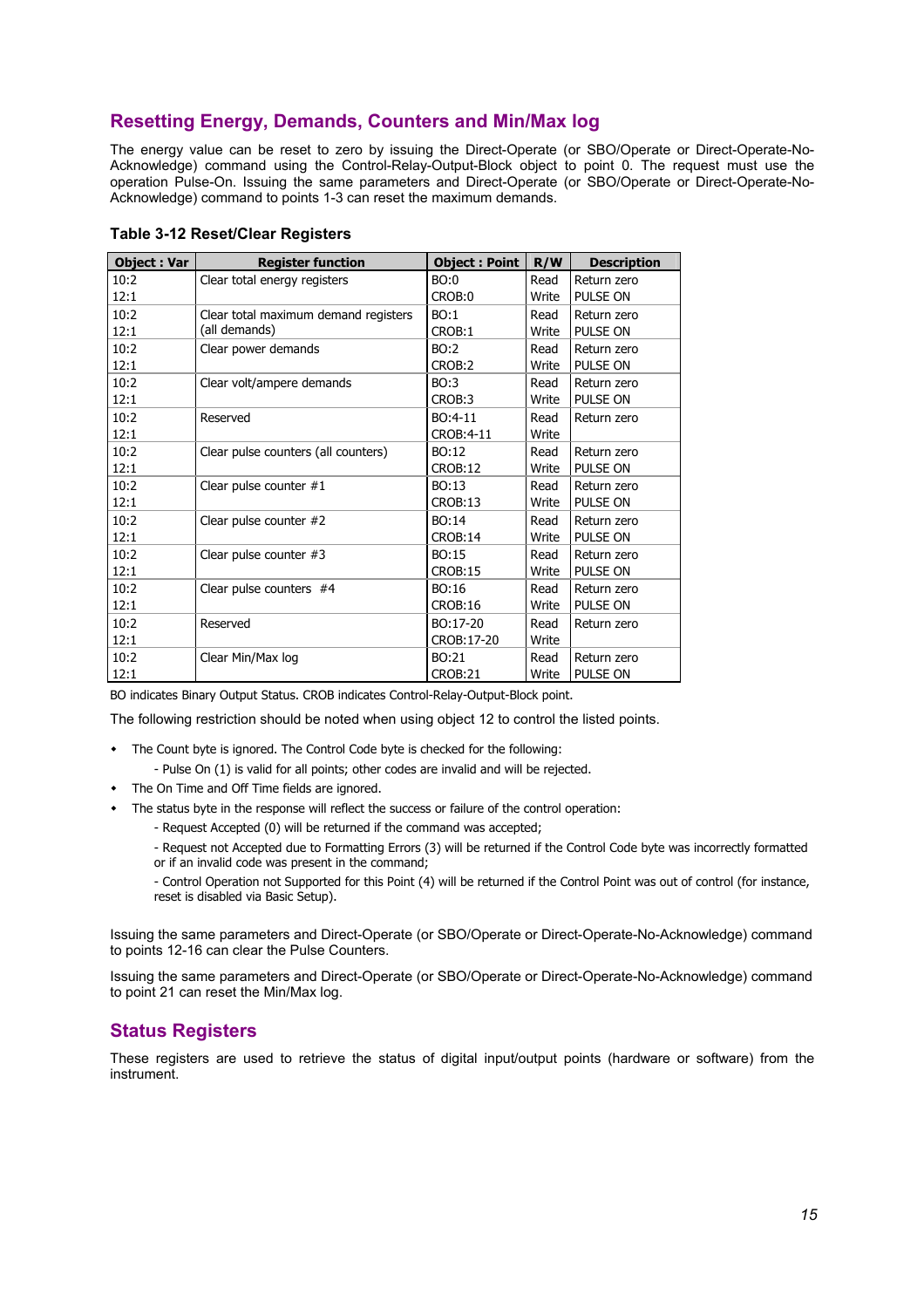## Resetting Energy, Demands, Counters and Min/Max log

The energy value can be reset to zero by issuing the Direct-Operate (or SBO/Operate or Direct-Operate-No-Acknowledge) command using the Control-Relay-Output-Block object to point 0. The request must use the operation Pulse-On. Issuing the same parameters and Direct-Operate (or SBO/Operate or Direct-Operate-No-Acknowledge) command to points 1-3 can reset the maximum demands.

**Table 3-12 Reset/Clear Registers**

| Object : Var | Register function | Object : Point | R/W | Description |
|---|---|---|---|---|
| 10:2<br>12:1 | Clear total energy registers | BO:0<br>CROB:0 | Read<br>Write | Return zero<br>PULSE ON |
| 10:2<br>12:1 | Clear total maximum demand registers (all demands) | BO:1<br>CROB:1 | Read<br>Write | Return zero<br>PULSE ON |
| 10:2<br>12:1 | Clear power demands | BO:2<br>CROB:2 | Read<br>Write | Return zero<br>PULSE ON |
| 10:2<br>12:1 | Clear volt/ampere demands | BO:3<br>CROB:3 | Read<br>Write | Return zero<br>PULSE ON |
| 10:2<br>12:1 | Reserved | BO:4-11<br>CROB:4-11 | Read<br>Write | Return zero |
| 10:2<br>12:1 | Clear pulse counters (all counters) | BO:12<br>CROB:12 | Read<br>Write | Return zero<br>PULSE ON |
| 10:2<br>12:1 | Clear pulse counter #1 | BO:13<br>CROB:13 | Read<br>Write | Return zero<br>PULSE ON |
| 10:2<br>12:1 | Clear pulse counter #2 | BO:14<br>CROB:14 | Read<br>Write | Return zero<br>PULSE ON |
| 10:2<br>12:1 | Clear pulse counter #3 | BO:15<br>CROB:15 | Read<br>Write | Return zero<br>PULSE ON |
| 10:2<br>12:1 | Clear pulse counters #4 | BO:16<br>CROB:16 | Read<br>Write | Return zero<br>PULSE ON |
| 10:2<br>12:1 | Reserved | BO:17-20<br>CROB:17-20 | Read<br>Write | Return zero |
| 10:2<br>12:1 | Clear Min/Max log | BO:21<br>CROB:21 | Read<br>Write | Return zero<br>PULSE ON |

BO indicates Binary Output Status. CROB indicates Control-Relay-Output-Block point.

The following restriction should be noted when using object 12 to control the listed points.

- The Count byte is ignored. The Control Code byte is checked for the following:
  - Pulse On (1) is valid for all points; other codes are invalid and will be rejected.
- The On Time and Off Time fields are ignored.
- The status byte in the response will reflect the success or failure of the control operation:
  - Request Accepted (0) will be returned if the command was accepted;
  - Request not Accepted due to Formatting Errors (3) will be returned if the Control Code byte was incorrectly formatted or if an invalid code was present in the command;
  - Control Operation not Supported for this Point (4) will be returned if the Control Point was out of control (for instance, reset is disabled via Basic Setup).

Issuing the same parameters and Direct-Operate (or SBO/Operate or Direct-Operate-No-Acknowledge) command to points 12-16 can clear the Pulse Counters.

Issuing the same parameters and Direct-Operate (or SBO/Operate or Direct-Operate-No-Acknowledge) command to point 21 can reset the Min/Max log.

## Status Registers

These registers are used to retrieve the status of digital input/output points (hardware or software) from the instrument.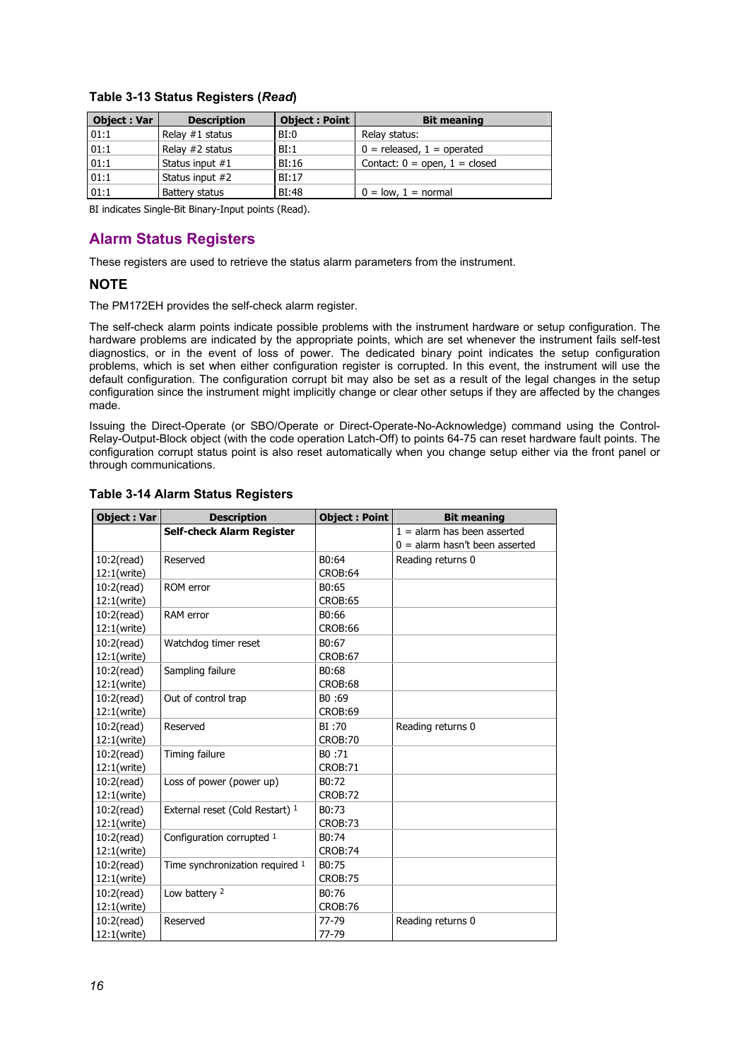**Table 3-13 Status Registers (*Read*)**

| Object : Var | Description | Object : Point | Bit meaning |
|---|---|---|---|
| 01:1 | Relay #1 status | BI:0 | Relay status: |
| 01:1 | Relay #2 status | BI:1 | 0 = released, 1 = operated |
| 01:1 | Status input #1 | BI:16 | Contact: 0 = open, 1 = closed |
| 01:1 | Status input #2 | BI:17 | |
| 01:1 | Battery status | BI:48 | 0 = low, 1 = normal |

BI indicates Single-Bit Binary-Input points (Read).

## Alarm Status Registers

These registers are used to retrieve the status alarm parameters from the instrument.

### NOTE

The PM172EH provides the self-check alarm register.

The self-check alarm points indicate possible problems with the instrument hardware or setup configuration. The hardware problems are indicated by the appropriate points, which are set whenever the instrument fails self-test diagnostics, or in the event of loss of power. The dedicated binary point indicates the setup configuration problems, which is set when either configuration register is corrupted. In this event, the instrument will use the default configuration. The configuration corrupt bit may also be set as a result of the legal changes in the setup configuration since the instrument might implicitly change or clear other setups if they are affected by the changes made.

Issuing the Direct-Operate (or SBO/Operate or Direct-Operate-No-Acknowledge) command using the Control-Relay-Output-Block object (with the code operation Latch-Off) to points 64-75 can reset hardware fault points. The configuration corrupt status point is also reset automatically when you change setup either via the front panel or through communications.

**Table 3-14 Alarm Status Registers**

| Object : Var | Description | Object : Point | Bit meaning |
|---|---|---|---|
| | **Self-check Alarm Register** | | 1 = alarm has been asserted<br>0 = alarm hasn't been asserted |
| 10:2(read)<br>12:1(write) | Reserved | B0:64<br>CROB:64 | Reading returns 0 |
| 10:2(read)<br>12:1(write) | ROM error | B0:65<br>CROB:65 | |
| 10:2(read)<br>12:1(write) | RAM error | B0:66<br>CROB:66 | |
| 10:2(read)<br>12:1(write) | Watchdog timer reset | B0:67<br>CROB:67 | |
| 10:2(read)<br>12:1(write) | Sampling failure | B0:68<br>CROB:68 | |
| 10:2(read)<br>12:1(write) | Out of control trap | B0 :69<br>CROB:69 | |
| 10:2(read)<br>12:1(write) | Reserved | BI :70<br>CROB:70 | Reading returns 0 |
| 10:2(read)<br>12:1(write) | Timing failure | B0 :71<br>CROB:71 | |
| 10:2(read)<br>12:1(write) | Loss of power (power up) | B0:72<br>CROB:72 | |
| 10:2(read)<br>12:1(write) | External reset (Cold Restart) [1] | B0:73<br>CROB:73 | |
| 10:2(read)<br>12:1(write) | Configuration corrupted [1] | B0:74<br>CROB:74 | |
| 10:2(read)<br>12:1(write) | Time synchronization required [1] | B0:75<br>CROB:75 | |
| 10:2(read)<br>12:1(write) | Low battery [2] | B0:76<br>CROB:76 | |
| 10:2(read)<br>12:1(write) | Reserved | 77-79<br>77-79 | Reading returns 0 |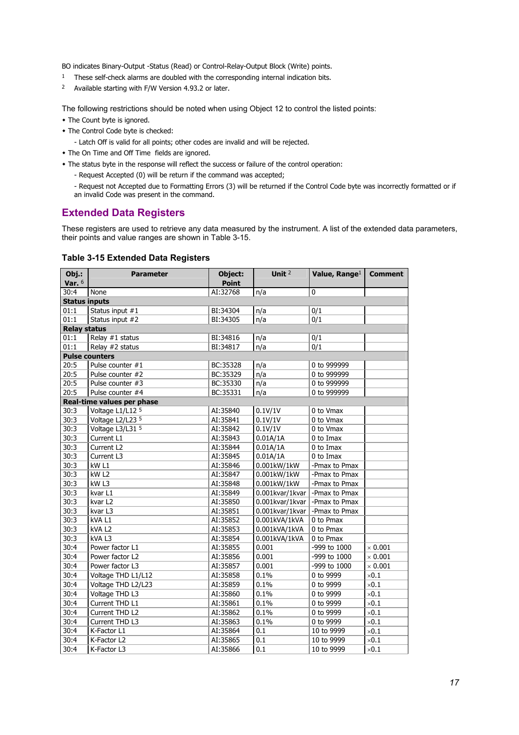BO indicates Binary-Output -Status (Read) or Control-Relay-Output Block (Write) points.

[1] These self-check alarms are doubled with the corresponding internal indication bits.

[2] Available starting with F/W Version 4.93.2 or later.

The following restrictions should be noted when using Object 12 to control the listed points:

- The Count byte is ignored.
- The Control Code byte is checked:
  - Latch Off is valid for all points; other codes are invalid and will be rejected.
- The On Time and Off Time fields are ignored.
- The status byte in the response will reflect the success or failure of the control operation:
  - Request Accepted (0) will be return if the command was accepted;
  - Request not Accepted due to Formatting Errors (3) will be returned if the Control Code byte was incorrectly formatted or if an invalid Code was present in the command.

## Extended Data Registers

These registers are used to retrieve any data measured by the instrument. A list of the extended data parameters, their points and value ranges are shown in Table 3-15.

### Table 3-15 Extended Data Registers

| Obj.: Var. [6] | Parameter | Object: Point | Unit [2] | Value, Range[1] | Comment |
|---|---|---|---|---|---|
| 30:4 | None | AI:32768 | n/a | 0 | |
| **Status inputs** | | | | | |
| 01:1 | Status input #1 | BI:34304 | n/a | 0/1 | |
| 01:1 | Status input #2 | BI:34305 | n/a | 0/1 | |
| **Relay status** | | | | | |
| 01:1 | Relay #1 status | BI:34816 | n/a | 0/1 | |
| 01:1 | Relay #2 status | BI:34817 | n/a | 0/1 | |
| **Pulse counters** | | | | | |
| 20:5 | Pulse counter #1 | BC:35328 | n/a | 0 to 999999 | |
| 20:5 | Pulse counter #2 | BC:35329 | n/a | 0 to 999999 | |
| 20:5 | Pulse counter #3 | BC:35330 | n/a | 0 to 999999 | |
| 20:5 | Pulse counter #4 | BC:35331 | n/a | 0 to 999999 | |
| **Real-time values per phase** | | | | | |
| 30:3 | Voltage L1/L12 [5] | AI:35840 | 0.1V/1V | 0 to Vmax | |
| 30:3 | Voltage L2/L23 [5] | AI:35841 | 0.1V/1V | 0 to Vmax | |
| 30:3 | Voltage L3/L31 [5] | AI:35842 | 0.1V/1V | 0 to Vmax | |
| 30:3 | Current L1 | AI:35843 | 0.01A/1A | 0 to Imax | |
| 30:3 | Current L2 | AI:35844 | 0.01A/1A | 0 to Imax | |
| 30:3 | Current L3 | AI:35845 | 0.01A/1A | 0 to Imax | |
| 30:3 | kW L1 | AI:35846 | 0.001kW/1kW | -Pmax to Pmax | |
| 30:3 | kW L2 | AI:35847 | 0.001kW/1kW | -Pmax to Pmax | |
| 30:3 | kW L3 | AI:35848 | 0.001kW/1kW | -Pmax to Pmax | |
| 30:3 | kvar L1 | AI:35849 | 0.001kvar/1kvar | -Pmax to Pmax | |
| 30:3 | kvar L2 | AI:35850 | 0.001kvar/1kvar | -Pmax to Pmax | |
| 30:3 | kvar L3 | AI:35851 | 0.001kvar/1kvar | -Pmax to Pmax | |
| 30:3 | kVA L1 | AI:35852 | 0.001kVA/1kVA | 0 to Pmax | |
| 30:3 | kVA L2 | AI:35853 | 0.001kVA/1kVA | 0 to Pmax | |
| 30:3 | kVA L3 | AI:35854 | 0.001kVA/1kVA | 0 to Pmax | |
| 30:4 | Power factor L1 | AI:35855 | 0.001 | -999 to 1000 | × 0.001 |
| 30:4 | Power factor L2 | AI:35856 | 0.001 | -999 to 1000 | × 0.001 |
| 30:4 | Power factor L3 | AI:35857 | 0.001 | -999 to 1000 | × 0.001 |
| 30:4 | Voltage THD L1/L12 | AI:35858 | 0.1% | 0 to 9999 | ×0.1 |
| 30:4 | Voltage THD L2/L23 | AI:35859 | 0.1% | 0 to 9999 | ×0.1 |
| 30:4 | Voltage THD L3 | AI:35860 | 0.1% | 0 to 9999 | ×0.1 |
| 30:4 | Current THD L1 | AI:35861 | 0.1% | 0 to 9999 | ×0.1 |
| 30:4 | Current THD L2 | AI:35862 | 0.1% | 0 to 9999 | ×0.1 |
| 30:4 | Current THD L3 | AI:35863 | 0.1% | 0 to 9999 | ×0.1 |
| 30:4 | K-Factor L1 | AI:35864 | 0.1 | 10 to 9999 | ×0.1 |
| 30:4 | K-Factor L2 | AI:35865 | 0.1 | 10 to 9999 | ×0.1 |
| 30:4 | K-Factor L3 | AI:35866 | 0.1 | 10 to 9999 | ×0.1 |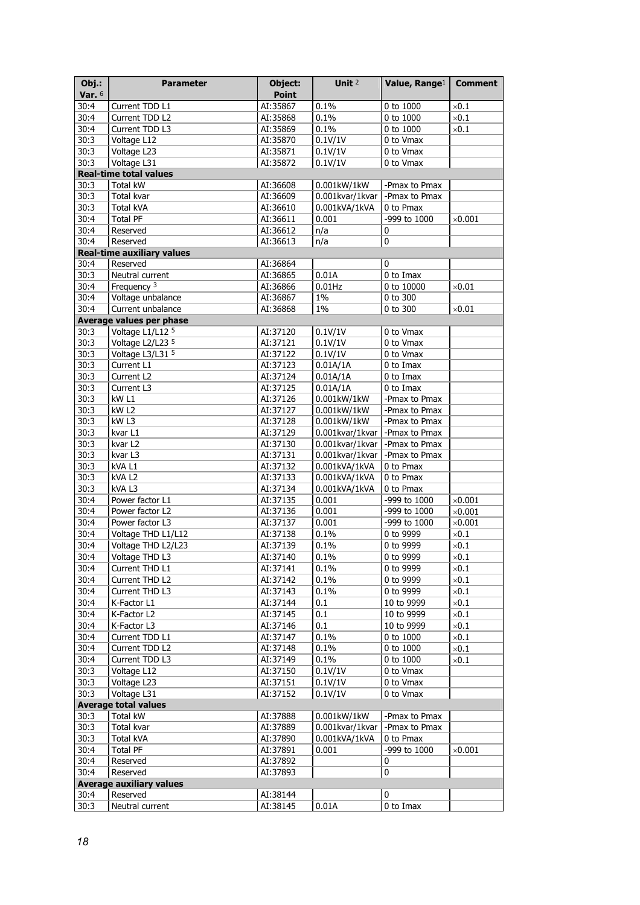| Obj.: Var. 6 | Parameter | Object: Point | Unit 2 | Value, Range1 | Comment |
|---|---|---|---|---|---|
| 30:4 | Current TDD L1 | AI:35867 | 0.1% | 0 to 1000 | ×0.1 |
| 30:4 | Current TDD L2 | AI:35868 | 0.1% | 0 to 1000 | ×0.1 |
| 30:4 | Current TDD L3 | AI:35869 | 0.1% | 0 to 1000 | ×0.1 |
| 30:3 | Voltage L12 | AI:35870 | 0.1V/1V | 0 to Vmax | |
| 30:3 | Voltage L23 | AI:35871 | 0.1V/1V | 0 to Vmax | |
| 30:3 | Voltage L31 | AI:35872 | 0.1V/1V | 0 to Vmax | |
| **Real-time total values** | | | | | |
| 30:3 | Total kW | AI:36608 | 0.001kW/1kW | -Pmax to Pmax | |
| 30:3 | Total kvar | AI:36609 | 0.001kvar/1kvar | -Pmax to Pmax | |
| 30:3 | Total kVA | AI:36610 | 0.001kVA/1kVA | 0 to Pmax | |
| 30:4 | Total PF | AI:36611 | 0.001 | -999 to 1000 | ×0.001 |
| 30:4 | Reserved | AI:36612 | n/a | 0 | |
| 30:4 | Reserved | AI:36613 | n/a | 0 | |
| **Real-time auxiliary values** | | | | | |
| 30:4 | Reserved | AI:36864 | | 0 | |
| 30:3 | Neutral current | AI:36865 | 0.01A | 0 to Imax | |
| 30:4 | Frequency 3 | AI:36866 | 0.01Hz | 0 to 10000 | ×0.01 |
| 30:4 | Voltage unbalance | AI:36867 | 1% | 0 to 300 | |
| 30:4 | Current unbalance | AI:36868 | 1% | 0 to 300 | ×0.01 |
| **Average values per phase** | | | | | |
| 30:3 | Voltage L1/L12 5 | AI:37120 | 0.1V/1V | 0 to Vmax | |
| 30:3 | Voltage L2/L23 5 | AI:37121 | 0.1V/1V | 0 to Vmax | |
| 30:3 | Voltage L3/L31 5 | AI:37122 | 0.1V/1V | 0 to Vmax | |
| 30:3 | Current L1 | AI:37123 | 0.01A/1A | 0 to Imax | |
| 30:3 | Current L2 | AI:37124 | 0.01A/1A | 0 to Imax | |
| 30:3 | Current L3 | AI:37125 | 0.01A/1A | 0 to Imax | |
| 30:3 | kW L1 | AI:37126 | 0.001kW/1kW | -Pmax to Pmax | |
| 30:3 | kW L2 | AI:37127 | 0.001kW/1kW | -Pmax to Pmax | |
| 30:3 | kW L3 | AI:37128 | 0.001kW/1kW | -Pmax to Pmax | |
| 30:3 | kvar L1 | AI:37129 | 0.001kvar/1kvar | -Pmax to Pmax | |
| 30:3 | kvar L2 | AI:37130 | 0.001kvar/1kvar | -Pmax to Pmax | |
| 30:3 | kvar L3 | AI:37131 | 0.001kvar/1kvar | -Pmax to Pmax | |
| 30:3 | kVA L1 | AI:37132 | 0.001kVA/1kVA | 0 to Pmax | |
| 30:3 | kVA L2 | AI:37133 | 0.001kVA/1kVA | 0 to Pmax | |
| 30:3 | kVA L3 | AI:37134 | 0.001kVA/1kVA | 0 to Pmax | |
| 30:4 | Power factor L1 | AI:37135 | 0.001 | -999 to 1000 | ×0.001 |
| 30:4 | Power factor L2 | AI:37136 | 0.001 | -999 to 1000 | ×0.001 |
| 30:4 | Power factor L3 | AI:37137 | 0.001 | -999 to 1000 | ×0.001 |
| 30:4 | Voltage THD L1/L12 | AI:37138 | 0.1% | 0 to 9999 | ×0.1 |
| 30:4 | Voltage THD L2/L23 | AI:37139 | 0.1% | 0 to 9999 | ×0.1 |
| 30:4 | Voltage THD L3 | AI:37140 | 0.1% | 0 to 9999 | ×0.1 |
| 30:4 | Current THD L1 | AI:37141 | 0.1% | 0 to 9999 | ×0.1 |
| 30:4 | Current THD L2 | AI:37142 | 0.1% | 0 to 9999 | ×0.1 |
| 30:4 | Current THD L3 | AI:37143 | 0.1% | 0 to 9999 | ×0.1 |
| 30:4 | K-Factor L1 | AI:37144 | 0.1 | 10 to 9999 | ×0.1 |
| 30:4 | K-Factor L2 | AI:37145 | 0.1 | 10 to 9999 | ×0.1 |
| 30:4 | K-Factor L3 | AI:37146 | 0.1 | 10 to 9999 | ×0.1 |
| 30:4 | Current TDD L1 | AI:37147 | 0.1% | 0 to 1000 | ×0.1 |
| 30:4 | Current TDD L2 | AI:37148 | 0.1% | 0 to 1000 | ×0.1 |
| 30:4 | Current TDD L3 | AI:37149 | 0.1% | 0 to 1000 | ×0.1 |
| 30:3 | Voltage L12 | AI:37150 | 0.1V/1V | 0 to Vmax | |
| 30:3 | Voltage L23 | AI:37151 | 0.1V/1V | 0 to Vmax | |
| 30:3 | Voltage L31 | AI:37152 | 0.1V/1V | 0 to Vmax | |
| **Average total values** | | | | | |
| 30:3 | Total kW | AI:37888 | 0.001kW/1kW | -Pmax to Pmax | |
| 30:3 | Total kvar | AI:37889 | 0.001kvar/1kvar | -Pmax to Pmax | |
| 30:3 | Total kVA | AI:37890 | 0.001kVA/1kVA | 0 to Pmax | |
| 30:4 | Total PF | AI:37891 | 0.001 | -999 to 1000 | ×0.001 |
| 30:4 | Reserved | AI:37892 | | 0 | |
| 30:4 | Reserved | AI:37893 | | 0 | |
| **Average auxiliary values** | | | | | |
| 30:4 | Reserved | AI:38144 | | 0 | |
| 30:3 | Neutral current | AI:38145 | 0.01A | 0 to Imax | |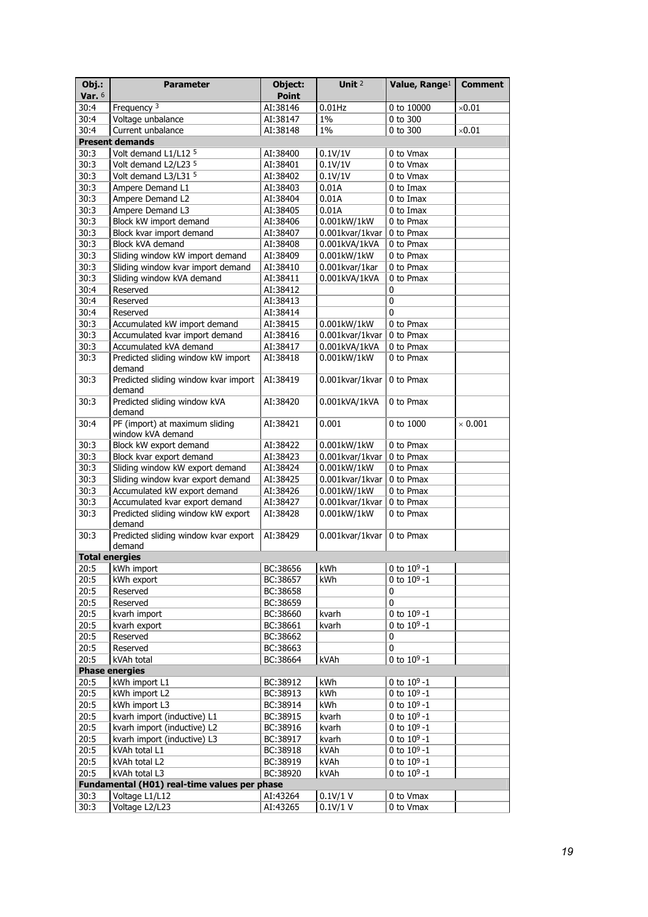| Obj.: Var. [6] | Parameter | Object: Point | Unit [2] | Value, Range[1] | Comment |
|---|---|---|---|---|---|
| 30:4 | Frequency [3] | AI:38146 | 0.01Hz | 0 to 10000 | ×0.01 |
| 30:4 | Voltage unbalance | AI:38147 | 1% | 0 to 300 | |
| 30:4 | Current unbalance | AI:38148 | 1% | 0 to 300 | ×0.01 |
| **Present demands** | | | | | |
| 30:3 | Volt demand L1/L12 [5] | AI:38400 | 0.1V/1V | 0 to Vmax | |
| 30:3 | Volt demand L2/L23 [5] | AI:38401 | 0.1V/1V | 0 to Vmax | |
| 30:3 | Volt demand L3/L31 [5] | AI:38402 | 0.1V/1V | 0 to Vmax | |
| 30:3 | Ampere Demand L1 | AI:38403 | 0.01A | 0 to Imax | |
| 30:3 | Ampere Demand L2 | AI:38404 | 0.01A | 0 to Imax | |
| 30:3 | Ampere Demand L3 | AI:38405 | 0.01A | 0 to Imax | |
| 30:3 | Block kW import demand | AI:38406 | 0.001kW/1kW | 0 to Pmax | |
| 30:3 | Block kvar import demand | AI:38407 | 0.001kvar/1kvar | 0 to Pmax | |
| 30:3 | Block kVA demand | AI:38408 | 0.001kVA/1kVA | 0 to Pmax | |
| 30:3 | Sliding window kW import demand | AI:38409 | 0.001kW/1kW | 0 to Pmax | |
| 30:3 | Sliding window kvar import demand | AI:38410 | 0.001kvar/1kar | 0 to Pmax | |
| 30:3 | Sliding window kVA demand | AI:38411 | 0.001kVA/1kVA | 0 to Pmax | |
| 30:4 | Reserved | AI:38412 | | 0 | |
| 30:4 | Reserved | AI:38413 | | 0 | |
| 30:4 | Reserved | AI:38414 | | 0 | |
| 30:3 | Accumulated kW import demand | AI:38415 | 0.001kW/1kW | 0 to Pmax | |
| 30:3 | Accumulated kvar import demand | AI:38416 | 0.001kvar/1kvar | 0 to Pmax | |
| 30:3 | Accumulated kVA demand | AI:38417 | 0.001kVA/1kVA | 0 to Pmax | |
| 30:3 | Predicted sliding window kW import demand | AI:38418 | 0.001kW/1kW | 0 to Pmax | |
| 30:3 | Predicted sliding window kvar import demand | AI:38419 | 0.001kvar/1kvar | 0 to Pmax | |
| 30:3 | Predicted sliding window kVA demand | AI:38420 | 0.001kVA/1kVA | 0 to Pmax | |
| 30:4 | PF (import) at maximum sliding window kVA demand | AI:38421 | 0.001 | 0 to 1000 | × 0.001 |
| 30:3 | Block kW export demand | AI:38422 | 0.001kW/1kW | 0 to Pmax | |
| 30:3 | Block kvar export demand | AI:38423 | 0.001kvar/1kvar | 0 to Pmax | |
| 30:3 | Sliding window kW export demand | AI:38424 | 0.001kW/1kW | 0 to Pmax | |
| 30:3 | Sliding window kvar export demand | AI:38425 | 0.001kvar/1kvar | 0 to Pmax | |
| 30:3 | Accumulated kW export demand | AI:38426 | 0.001kW/1kW | 0 to Pmax | |
| 30:3 | Accumulated kvar export demand | AI:38427 | 0.001kvar/1kvar | 0 to Pmax | |
| 30:3 | Predicted sliding window kW export demand | AI:38428 | 0.001kW/1kW | 0 to Pmax | |
| 30:3 | Predicted sliding window kvar export demand | AI:38429 | 0.001kvar/1kvar | 0 to Pmax | |
| **Total energies** | | | | | |
| 20:5 | kWh import | BC:38656 | kWh | 0 to $10^9$-1 | |
| 20:5 | kWh export | BC:38657 | kWh | 0 to $10^9$-1 | |
| 20:5 | Reserved | BC:38658 | | 0 | |
| 20:5 | Reserved | BC:38659 | | 0 | |
| 20:5 | kvarh import | BC:38660 | kvarh | 0 to $10^9$-1 | |
| 20:5 | kvarh export | BC:38661 | kvarh | 0 to $10^9$-1 | |
| 20:5 | Reserved | BC:38662 | | 0 | |
| 20:5 | Reserved | BC:38663 | | 0 | |
| 20:5 | kVAh total | BC:38664 | kVAh | 0 to $10^9$-1 | |
| **Phase energies** | | | | | |
| 20:5 | kWh import L1 | BC:38912 | kWh | 0 to $10^9$-1 | |
| 20:5 | kWh import L2 | BC:38913 | kWh | 0 to $10^9$-1 | |
| 20:5 | kWh import L3 | BC:38914 | kWh | 0 to $10^9$-1 | |
| 20:5 | kvarh import (inductive) L1 | BC:38915 | kvarh | 0 to $10^9$-1 | |
| 20:5 | kvarh import (inductive) L2 | BC:38916 | kvarh | 0 to $10^9$-1 | |
| 20:5 | kvarh import (inductive) L3 | BC:38917 | kvarh | 0 to $10^9$-1 | |
| 20:5 | kVAh total L1 | BC:38918 | kVAh | 0 to $10^9$-1 | |
| 20:5 | kVAh total L2 | BC:38919 | kVAh | 0 to $10^9$-1 | |
| 20:5 | kVAh total L3 | BC:38920 | kVAh | 0 to $10^9$-1 | |
| **Fundamental (H01) real-time values per phase** | | | | | |
| 30:3 | Voltage L1/L12 | AI:43264 | 0.1V/1 V | 0 to Vmax | |
| 30:3 | Voltage L2/L23 | AI:43265 | 0.1V/1 V | 0 to Vmax | |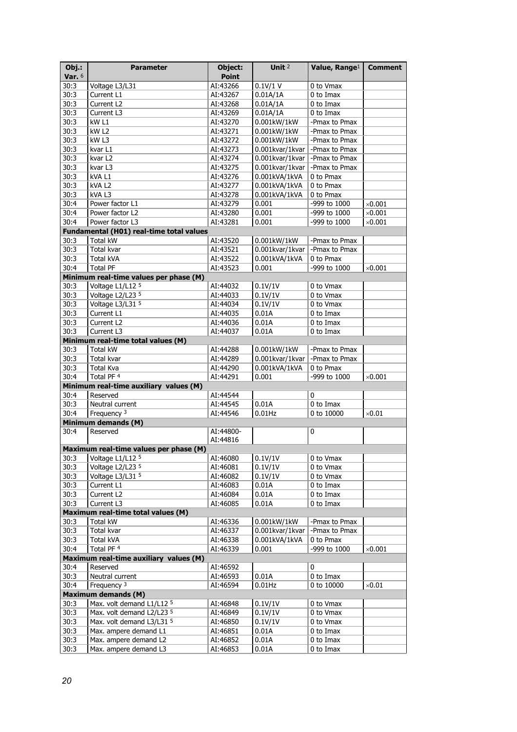| Obj.: Var. [6] | Parameter | Object: Point | Unit [2] | Value, Range[1] | Comment |
|---|---|---|---|---|---|
| 30:3 | Voltage L3/L31 | AI:43266 | 0.1V/1 V | 0 to Vmax | |
| 30:3 | Current L1 | AI:43267 | 0.01A/1A | 0 to Imax | |
| 30:3 | Current L2 | AI:43268 | 0.01A/1A | 0 to Imax | |
| 30:3 | Current L3 | AI:43269 | 0.01A/1A | 0 to Imax | |
| 30:3 | kW L1 | AI:43270 | 0.001kW/1kW | -Pmax to Pmax | |
| 30:3 | kW L2 | AI:43271 | 0.001kW/1kW | -Pmax to Pmax | |
| 30:3 | kW L3 | AI:43272 | 0.001kW/1kW | -Pmax to Pmax | |
| 30:3 | kvar L1 | AI:43273 | 0.001kvar/1kvar | -Pmax to Pmax | |
| 30:3 | kvar L2 | AI:43274 | 0.001kvar/1kvar | -Pmax to Pmax | |
| 30:3 | kvar L3 | AI:43275 | 0.001kvar/1kvar | -Pmax to Pmax | |
| 30:3 | kVA L1 | AI:43276 | 0.001kVA/1kVA | 0 to Pmax | |
| 30:3 | kVA L2 | AI:43277 | 0.001kVA/1kVA | 0 to Pmax | |
| 30:3 | kVA L3 | AI:43278 | 0.001kVA/1kVA | 0 to Pmax | |
| 30:4 | Power factor L1 | AI:43279 | 0.001 | -999 to 1000 | ×0.001 |
| 30:4 | Power factor L2 | AI:43280 | 0.001 | -999 to 1000 | ×0.001 |
| 30:4 | Power factor L3 | AI:43281 | 0.001 | -999 to 1000 | ×0.001 |
| **Fundamental (H01) real-time total values** | | | | | |
| 30:3 | Total kW | AI:43520 | 0.001kW/1kW | -Pmax to Pmax | |
| 30:3 | Total kvar | AI:43521 | 0.001kvar/1kvar | -Pmax to Pmax | |
| 30:3 | Total kVA | AI:43522 | 0.001kVA/1kVA | 0 to Pmax | |
| 30:4 | Total PF | AI:43523 | 0.001 | -999 to 1000 | ×0.001 |
| **Minimum real-time values per phase (M)** | | | | | |
| 30:3 | Voltage L1/L12 [5] | AI:44032 | 0.1V/1V | 0 to Vmax | |
| 30:3 | Voltage L2/L23 [5] | AI:44033 | 0.1V/1V | 0 to Vmax | |
| 30:3 | Voltage L3/L31 [5] | AI:44034 | 0.1V/1V | 0 to Vmax | |
| 30:3 | Current L1 | AI:44035 | 0.01A | 0 to Imax | |
| 30:3 | Current L2 | AI:44036 | 0.01A | 0 to Imax | |
| 30:3 | Current L3 | AI:44037 | 0.01A | 0 to Imax | |
| **Minimum real-time total values (M)** | | | | | |
| 30:3 | Total kW | AI:44288 | 0.001kW/1kW | -Pmax to Pmax | |
| 30:3 | Total kvar | AI:44289 | 0.001kvar/1kvar | -Pmax to Pmax | |
| 30:3 | Total Kva | AI:44290 | 0.001kVA/1kVA | 0 to Pmax | |
| 30:4 | Total PF [4] | AI:44291 | 0.001 | -999 to 1000 | ×0.001 |
| **Minimum real-time auxiliary values (M)** | | | | | |
| 30:4 | Reserved | AI:44544 | | 0 | |
| 30:3 | Neutral current | AI:44545 | 0.01A | 0 to Imax | |
| 30:4 | Frequency [3] | AI:44546 | 0.01Hz | 0 to 10000 | ×0.01 |
| **Minimum demands (M)** | | | | | |
| 30:4 | Reserved | AI:44800-AI:44816 | | 0 | |
| **Maximum real-time values per phase (M)** | | | | | |
| 30:3 | Voltage L1/L12 [5] | AI:46080 | 0.1V/1V | 0 to Vmax | |
| 30:3 | Voltage L2/L23 [5] | AI:46081 | 0.1V/1V | 0 to Vmax | |
| 30:3 | Voltage L3/L31 [5] | AI:46082 | 0.1V/1V | 0 to Vmax | |
| 30:3 | Current L1 | AI:46083 | 0.01A | 0 to Imax | |
| 30:3 | Current L2 | AI:46084 | 0.01A | 0 to Imax | |
| 30:3 | Current L3 | AI:46085 | 0.01A | 0 to Imax | |
| **Maximum real-time total values (M)** | | | | | |
| 30:3 | Total kW | AI:46336 | 0.001kW/1kW | -Pmax to Pmax | |
| 30:3 | Total kvar | AI:46337 | 0.001kvar/1kvar | -Pmax to Pmax | |
| 30:3 | Total kVA | AI:46338 | 0.001kVA/1kVA | 0 to Pmax | |
| 30:4 | Total PF [4] | AI:46339 | 0.001 | -999 to 1000 | ×0.001 |
| **Maximum real-time auxiliary values (M)** | | | | | |
| 30:4 | Reserved | AI:46592 | | 0 | |
| 30:3 | Neutral current | AI:46593 | 0.01A | 0 to Imax | |
| 30:4 | Frequency [3] | AI:46594 | 0.01Hz | 0 to 10000 | ×0.01 |
| **Maximum demands (M)** | | | | | |
| 30:3 | Max. volt demand L1/L12 [5] | AI:46848 | 0.1V/1V | 0 to Vmax | |
| 30:3 | Max. volt demand L2/L23 [5] | AI:46849 | 0.1V/1V | 0 to Vmax | |
| 30:3 | Max. volt demand L3/L31 [5] | AI:46850 | 0.1V/1V | 0 to Vmax | |
| 30:3 | Max. ampere demand L1 | AI:46851 | 0.01A | 0 to Imax | |
| 30:3 | Max. ampere demand L2 | AI:46852 | 0.01A | 0 to Imax | |
| 30:3 | Max. ampere demand L3 | AI:46853 | 0.01A | 0 to Imax | |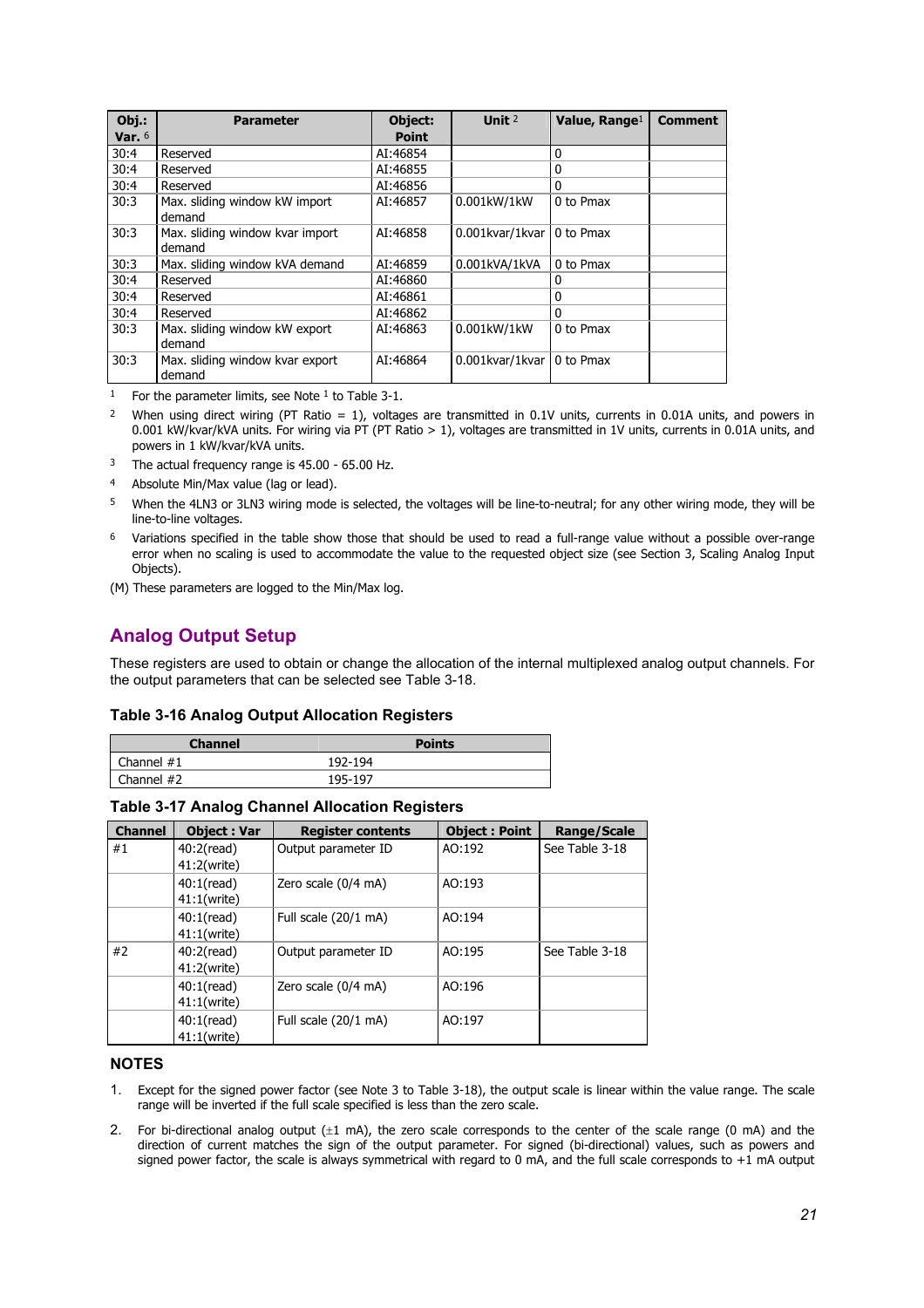| Obj.: Var. [6] | Parameter | Object: Point | Unit [2] | Value, Range[1] | Comment |
|---|---|---|---|---|---|
| 30:4 | Reserved | AI:46854 | | 0 | |
| 30:4 | Reserved | AI:46855 | | 0 | |
| 30:4 | Reserved | AI:46856 | | 0 | |
| 30:3 | Max. sliding window kW import demand | AI:46857 | 0.001kW/1kW | 0 to Pmax | |
| 30:3 | Max. sliding window kvar import demand | AI:46858 | 0.001kvar/1kvar | 0 to Pmax | |
| 30:3 | Max. sliding window kVA demand | AI:46859 | 0.001kVA/1kVA | 0 to Pmax | |
| 30:4 | Reserved | AI:46860 | | 0 | |
| 30:4 | Reserved | AI:46861 | | 0 | |
| 30:4 | Reserved | AI:46862 | | 0 | |
| 30:3 | Max. sliding window kW export demand | AI:46863 | 0.001kW/1kW | 0 to Pmax | |
| 30:3 | Max. sliding window kvar export demand | AI:46864 | 0.001kvar/1kvar | 0 to Pmax | |

1. For the parameter limits, see Note [1] to Table 3-1.
2. When using direct wiring (PT Ratio = 1), voltages are transmitted in 0.1V units, currents in 0.01A units, and powers in 0.001 kW/kvar/kVA units. For wiring via PT (PT Ratio > 1), voltages are transmitted in 1V units, currents in 0.01A units, and powers in 1 kW/kvar/kVA units.
3. The actual frequency range is 45.00 - 65.00 Hz.
4. Absolute Min/Max value (lag or lead).
5. When the 4LN3 or 3LN3 wiring mode is selected, the voltages will be line-to-neutral; for any other wiring mode, they will be line-to-line voltages.
6. Variations specified in the table show those that should be used to read a full-range value without a possible over-range error when no scaling is used to accommodate the value to the requested object size (see Section 3, Scaling Analog Input Objects).

(M) These parameters are logged to the Min/Max log.

## Analog Output Setup

These registers are used to obtain or change the allocation of the internal multiplexed analog output channels. For the output parameters that can be selected see Table 3-18.

### Table 3-16 Analog Output Allocation Registers

| Channel | Points |
|---|---|
| Channel #1 | 192-194 |
| Channel #2 | 195-197 |

### Table 3-17 Analog Channel Allocation Registers

| Channel | Object : Var | Register contents | Object : Point | Range/Scale |
|---|---|---|---|---|
| #1 | 40:2(read) 41:2(write) | Output parameter ID | AO:192 | See Table 3-18 |
| | 40:1(read) 41:1(write) | Zero scale (0/4 mA) | AO:193 | |
| | 40:1(read) 41:1(write) | Full scale (20/1 mA) | AO:194 | |
| #2 | 40:2(read) 41:2(write) | Output parameter ID | AO:195 | See Table 3-18 |
| | 40:1(read) 41:1(write) | Zero scale (0/4 mA) | AO:196 | |
| | 40:1(read) 41:1(write) | Full scale (20/1 mA) | AO:197 | |

### NOTES

1. Except for the signed power factor (see Note 3 to Table 3-18), the output scale is linear within the value range. The scale range will be inverted if the full scale specified is less than the zero scale.
2. For bi-directional analog output (±1 mA), the zero scale corresponds to the center of the scale range (0 mA) and the direction of current matches the sign of the output parameter. For signed (bi-directional) values, such as powers and signed power factor, the scale is always symmetrical with regard to 0 mA, and the full scale corresponds to +1 mA output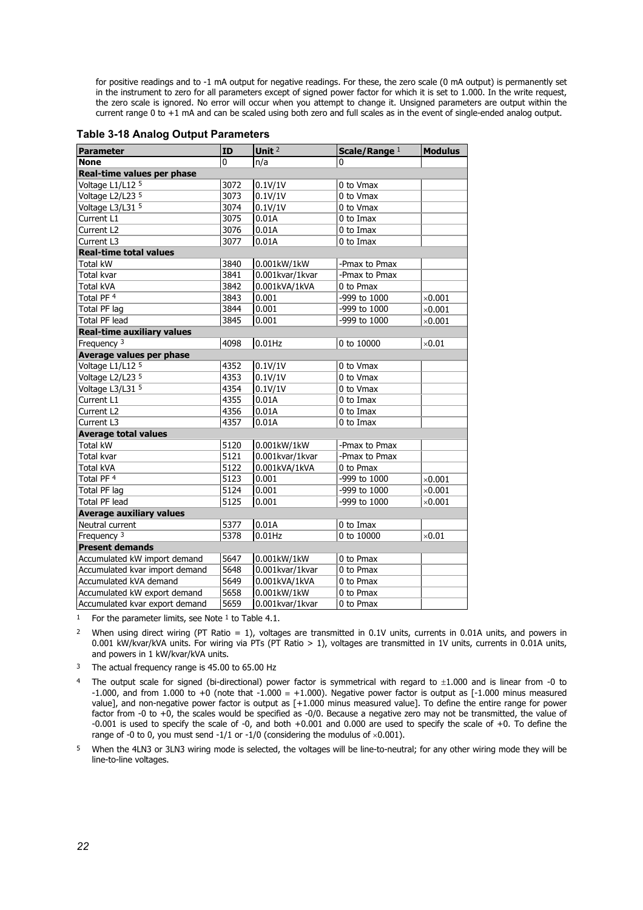for positive readings and to -1 mA output for negative readings. For these, the zero scale (0 mA output) is permanently set in the instrument to zero for all parameters except of signed power factor for which it is set to 1.000. In the write request, the zero scale is ignored. No error will occur when you attempt to change it. Unsigned parameters are output within the current range 0 to +1 mA and can be scaled using both zero and full scales as in the event of single-ended analog output.

### Table 3-18 Analog Output Parameters

| Parameter | ID | Unit [2] | Scale/Range [1] | Modulus |
|---|---|---|---|---|
| **None** | 0 | n/a | 0 | |
| **Real-time values per phase** | | | | |
| Voltage L1/L12 [5] | 3072 | 0.1V/1V | 0 to Vmax | |
| Voltage L2/L23 [5] | 3073 | 0.1V/1V | 0 to Vmax | |
| Voltage L3/L31 [5] | 3074 | 0.1V/1V | 0 to Vmax | |
| Current L1 | 3075 | 0.01A | 0 to Imax | |
| Current L2 | 3076 | 0.01A | 0 to Imax | |
| Current L3 | 3077 | 0.01A | 0 to Imax | |
| **Real-time total values** | | | | |
| Total kW | 3840 | 0.001kW/1kW | -Pmax to Pmax | |
| Total kvar | 3841 | 0.001kvar/1kvar | -Pmax to Pmax | |
| Total kVA | 3842 | 0.001kVA/1kVA | 0 to Pmax | |
| Total PF [4] | 3843 | 0.001 | -999 to 1000 | ×0.001 |
| Total PF lag | 3844 | 0.001 | -999 to 1000 | ×0.001 |
| Total PF lead | 3845 | 0.001 | -999 to 1000 | ×0.001 |
| **Real-time auxiliary values** | | | | |
| Frequency [3] | 4098 | 0.01Hz | 0 to 10000 | ×0.01 |
| **Average values per phase** | | | | |
| Voltage L1/L12 [5] | 4352 | 0.1V/1V | 0 to Vmax | |
| Voltage L2/L23 [5] | 4353 | 0.1V/1V | 0 to Vmax | |
| Voltage L3/L31 [5] | 4354 | 0.1V/1V | 0 to Vmax | |
| Current L1 | 4355 | 0.01A | 0 to Imax | |
| Current L2 | 4356 | 0.01A | 0 to Imax | |
| Current L3 | 4357 | 0.01A | 0 to Imax | |
| **Average total values** | | | | |
| Total kW | 5120 | 0.001kW/1kW | -Pmax to Pmax | |
| Total kvar | 5121 | 0.001kvar/1kvar | -Pmax to Pmax | |
| Total kVA | 5122 | 0.001kVA/1kVA | 0 to Pmax | |
| Total PF [4] | 5123 | 0.001 | -999 to 1000 | ×0.001 |
| Total PF lag | 5124 | 0.001 | -999 to 1000 | ×0.001 |
| Total PF lead | 5125 | 0.001 | -999 to 1000 | ×0.001 |
| **Average auxiliary values** | | | | |
| Neutral current | 5377 | 0.01A | 0 to Imax | |
| Frequency [3] | 5378 | 0.01Hz | 0 to 10000 | ×0.01 |
| **Present demands** | | | | |
| Accumulated kW import demand | 5647 | 0.001kW/1kW | 0 to Pmax | |
| Accumulated kvar import demand | 5648 | 0.001kvar/1kvar | 0 to Pmax | |
| Accumulated kVA demand | 5649 | 0.001kVA/1kVA | 0 to Pmax | |
| Accumulated kW export demand | 5658 | 0.001kW/1kW | 0 to Pmax | |
| Accumulated kvar export demand | 5659 | 0.001kvar/1kvar | 0 to Pmax | |

[1] For the parameter limits, see Note [1] to Table 4.1.

[2] When using direct wiring (PT Ratio = 1), voltages are transmitted in 0.1V units, currents in 0.01A units, and powers in 0.001 kW/kvar/kVA units. For wiring via PTs (PT Ratio > 1), voltages are transmitted in 1V units, currents in 0.01A units, and powers in 1 kW/kvar/kVA units.

[3] The actual frequency range is 45.00 to 65.00 Hz

[4] The output scale for signed (bi-directional) power factor is symmetrical with regard to ±1.000 and is linear from -0 to -1.000, and from 1.000 to +0 (note that -1.000 ≡ +1.000). Negative power factor is output as [-1.000 minus measured value], and non-negative power factor is output as [+1.000 minus measured value]. To define the entire range for power factor from -0 to +0, the scales would be specified as -0/0. Because a negative zero may not be transmitted, the value of -0.001 is used to specify the scale of -0, and both +0.001 and 0.000 are used to specify the scale of +0. To define the range of -0 to 0, you must send -1/1 or -1/0 (considering the modulus of ×0.001).

[5] When the 4LN3 or 3LN3 wiring mode is selected, the voltages will be line-to-neutral; for any other wiring mode they will be line-to-line voltages.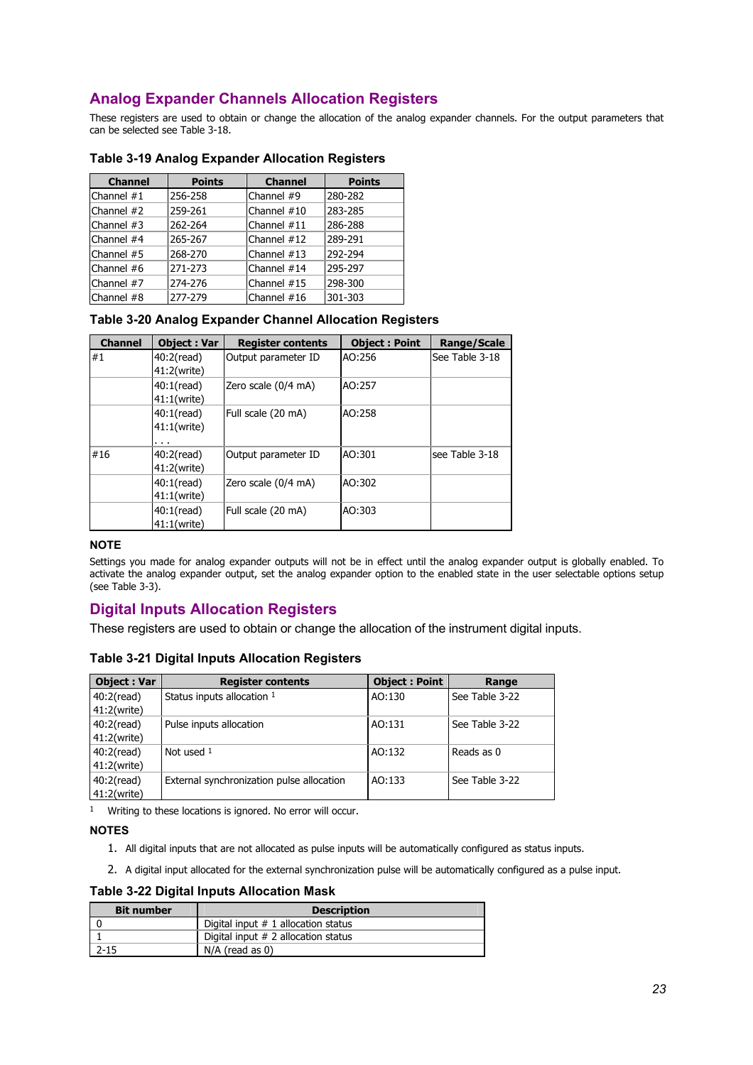## Analog Expander Channels Allocation Registers

These registers are used to obtain or change the allocation of the analog expander channels. For the output parameters that can be selected see Table 3-18.

### Table 3-19 Analog Expander Allocation Registers

| Channel | Points | Channel | Points |
|---|---|---|---|
| Channel #1 | 256-258 | Channel #9 | 280-282 |
| Channel #2 | 259-261 | Channel #10 | 283-285 |
| Channel #3 | 262-264 | Channel #11 | 286-288 |
| Channel #4 | 265-267 | Channel #12 | 289-291 |
| Channel #5 | 268-270 | Channel #13 | 292-294 |
| Channel #6 | 271-273 | Channel #14 | 295-297 |
| Channel #7 | 274-276 | Channel #15 | 298-300 |
| Channel #8 | 277-279 | Channel #16 | 301-303 |

### Table 3-20 Analog Expander Channel Allocation Registers

| Channel | Object : Var | Register contents | Object : Point | Range/Scale |
|---|---|---|---|---|
| #1 | 40:2(read) 41:2(write) | Output parameter ID | AO:256 | See Table 3-18 |
| | 40:1(read) 41:1(write) | Zero scale (0/4 mA) | AO:257 | |
| | 40:1(read) 41:1(write) . . . | Full scale (20 mA) | AO:258 | |
| #16 | 40:2(read) 41:2(write) | Output parameter ID | AO:301 | see Table 3-18 |
| | 40:1(read) 41:1(write) | Zero scale (0/4 mA) | AO:302 | |
| | 40:1(read) 41:1(write) | Full scale (20 mA) | AO:303 | |

**NOTE**

Settings you made for analog expander outputs will not be in effect until the analog expander output is globally enabled. To activate the analog expander output, set the analog expander option to the enabled state in the user selectable options setup (see Table 3-3).

## Digital Inputs Allocation Registers

These registers are used to obtain or change the allocation of the instrument digital inputs.

### Table 3-21 Digital Inputs Allocation Registers

| Object : Var | Register contents | Object : Point | Range |
|---|---|---|---|
| 40:2(read) 41:2(write) | Status inputs allocation [1] | AO:130 | See Table 3-22 |
| 40:2(read) 41:2(write) | Pulse inputs allocation | AO:131 | See Table 3-22 |
| 40:2(read) 41:2(write) | Not used [1] | AO:132 | Reads as 0 |
| 40:2(read) 41:2(write) | External synchronization pulse allocation | AO:133 | See Table 3-22 |

[1] Writing to these locations is ignored. No error will occur.

**NOTES**

1. All digital inputs that are not allocated as pulse inputs will be automatically configured as status inputs.
2. A digital input allocated for the external synchronization pulse will be automatically configured as a pulse input.

### Table 3-22 Digital Inputs Allocation Mask

| Bit number | Description |
|---|---|
| 0 | Digital input # 1 allocation status |
| 1 | Digital input # 2 allocation status |
| 2-15 | N/A (read as 0) |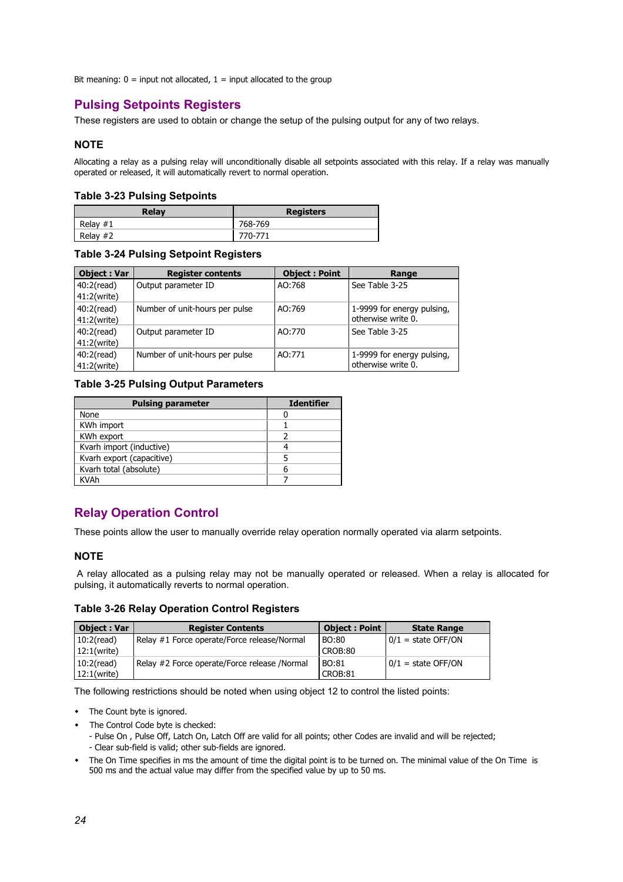Bit meaning: 0 = input not allocated, 1 = input allocated to the group

## Pulsing Setpoints Registers

These registers are used to obtain or change the setup of the pulsing output for any of two relays.

### NOTE

Allocating a relay as a pulsing relay will unconditionally disable all setpoints associated with this relay. If a relay was manually operated or released, it will automatically revert to normal operation.

### Table 3-23 Pulsing Setpoints

| Relay | Registers |
|---|---|
| Relay #1 | 768-769 |
| Relay #2 | 770-771 |

### Table 3-24 Pulsing Setpoint Registers

| Object : Var | Register contents | Object : Point | Range |
|---|---|---|---|
| 40:2(read)<br>41:2(write) | Output parameter ID | AO:768 | See Table 3-25 |
| 40:2(read)<br>41:2(write) | Number of unit-hours per pulse | AO:769 | 1-9999 for energy pulsing, otherwise write 0. |
| 40:2(read)<br>41:2(write) | Output parameter ID | AO:770 | See Table 3-25 |
| 40:2(read)<br>41:2(write) | Number of unit-hours per pulse | AO:771 | 1-9999 for energy pulsing, otherwise write 0. |

### Table 3-25 Pulsing Output Parameters

| Pulsing parameter | Identifier |
|---|---|
| None | 0 |
| KWh import | 1 |
| KWh export | 2 |
| Kvarh import (inductive) | 4 |
| Kvarh export (capacitive) | 5 |
| Kvarh total (absolute) | 6 |
| KVAh | 7 |

## Relay Operation Control

These points allow the user to manually override relay operation normally operated via alarm setpoints.

### NOTE

A relay allocated as a pulsing relay may not be manually operated or released. When a relay is allocated for pulsing, it automatically reverts to normal operation.

### Table 3-26 Relay Operation Control Registers

| Object : Var | Register Contents | Object : Point | State Range |
|---|---|---|---|
| 10:2(read)<br>12:1(write) | Relay #1 Force operate/Force release/Normal | BO:80<br>CROB:80 | 0/1 = state OFF/ON |
| 10:2(read)<br>12:1(write) | Relay #2 Force operate/Force release /Normal | BO:81<br>CROB:81 | 0/1 = state OFF/ON |

The following restrictions should be noted when using object 12 to control the listed points:

- The Count byte is ignored.
- The Control Code byte is checked:
  - Pulse On , Pulse Off, Latch On, Latch Off are valid for all points; other Codes are invalid and will be rejected;
  - Clear sub-field is valid; other sub-fields are ignored.
- The On Time specifies in ms the amount of time the digital point is to be turned on. The minimal value of the On Time is 500 ms and the actual value may differ from the specified value by up to 50 ms.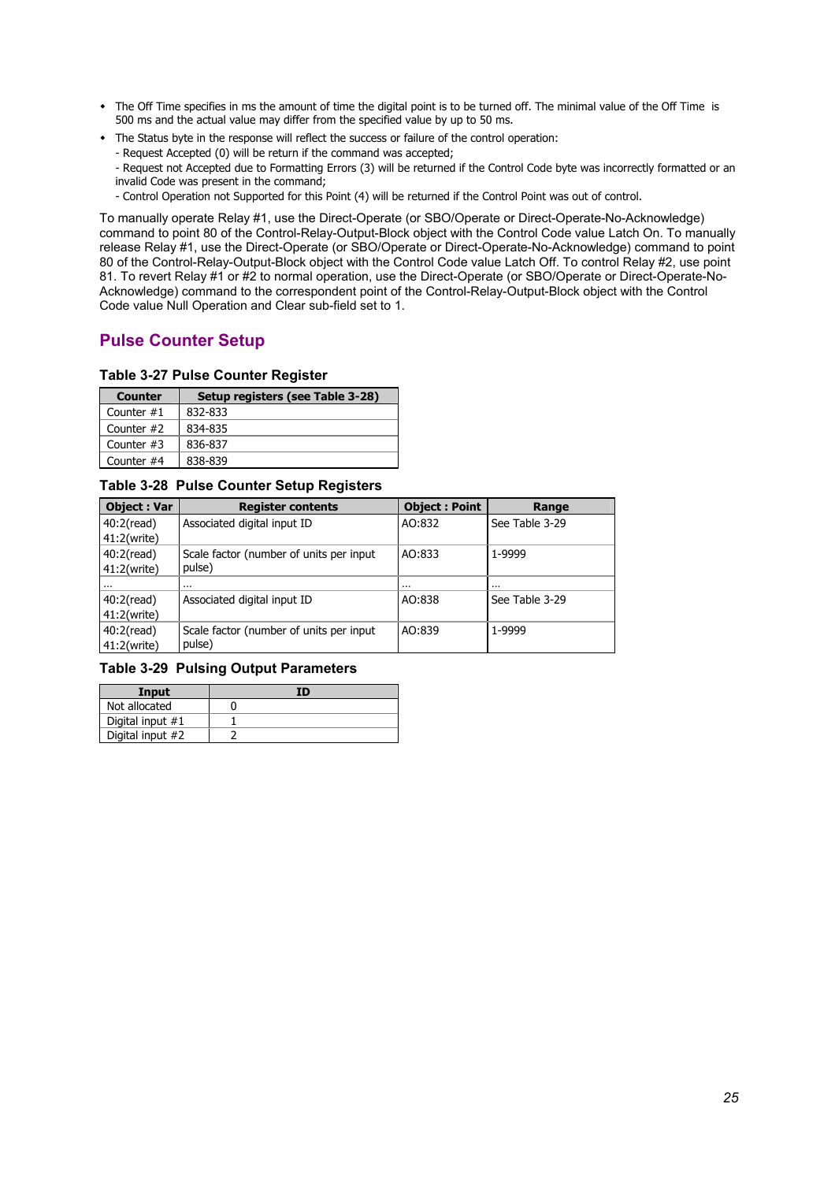- The Off Time specifies in ms the amount of time the digital point is to be turned off. The minimal value of the Off Time is 500 ms and the actual value may differ from the specified value by up to 50 ms.
- The Status byte in the response will reflect the success or failure of the control operation:
  - Request Accepted (0) will be return if the command was accepted;
  - Request not Accepted due to Formatting Errors (3) will be returned if the Control Code byte was incorrectly formatted or an invalid Code was present in the command;
  - Control Operation not Supported for this Point (4) will be returned if the Control Point was out of control.

To manually operate Relay #1, use the Direct-Operate (or SBO/Operate or Direct-Operate-No-Acknowledge) command to point 80 of the Control-Relay-Output-Block object with the Control Code value Latch On. To manually release Relay #1, use the Direct-Operate (or SBO/Operate or Direct-Operate-No-Acknowledge) command to point 80 of the Control-Relay-Output-Block object with the Control Code value Latch Off. To control Relay #2, use point 81. To revert Relay #1 or #2 to normal operation, use the Direct-Operate (or SBO/Operate or Direct-Operate-No-Acknowledge) command to the correspondent point of the Control-Relay-Output-Block object with the Control Code value Null Operation and Clear sub-field set to 1.

## Pulse Counter Setup

**Table 3-27 Pulse Counter Register**

| Counter | Setup registers (see Table 3-28) |
|---|---|
| Counter #1 | 832-833 |
| Counter #2 | 834-835 |
| Counter #3 | 836-837 |
| Counter #4 | 838-839 |

**Table 3-28 Pulse Counter Setup Registers**

| Object : Var | Register contents | Object : Point | Range |
|---|---|---|---|
| 40:2(read) 41:2(write) | Associated digital input ID | AO:832 | See Table 3-29 |
| 40:2(read) 41:2(write) | Scale factor (number of units per input pulse) | AO:833 | 1-9999 |
| … | … | … | … |
| 40:2(read) 41:2(write) | Associated digital input ID | AO:838 | See Table 3-29 |
| 40:2(read) 41:2(write) | Scale factor (number of units per input pulse) | AO:839 | 1-9999 |

**Table 3-29 Pulsing Output Parameters**

| Input | ID |
|---|---|
| Not allocated | 0 |
| Digital input #1 | 1 |
| Digital input #2 | 2 |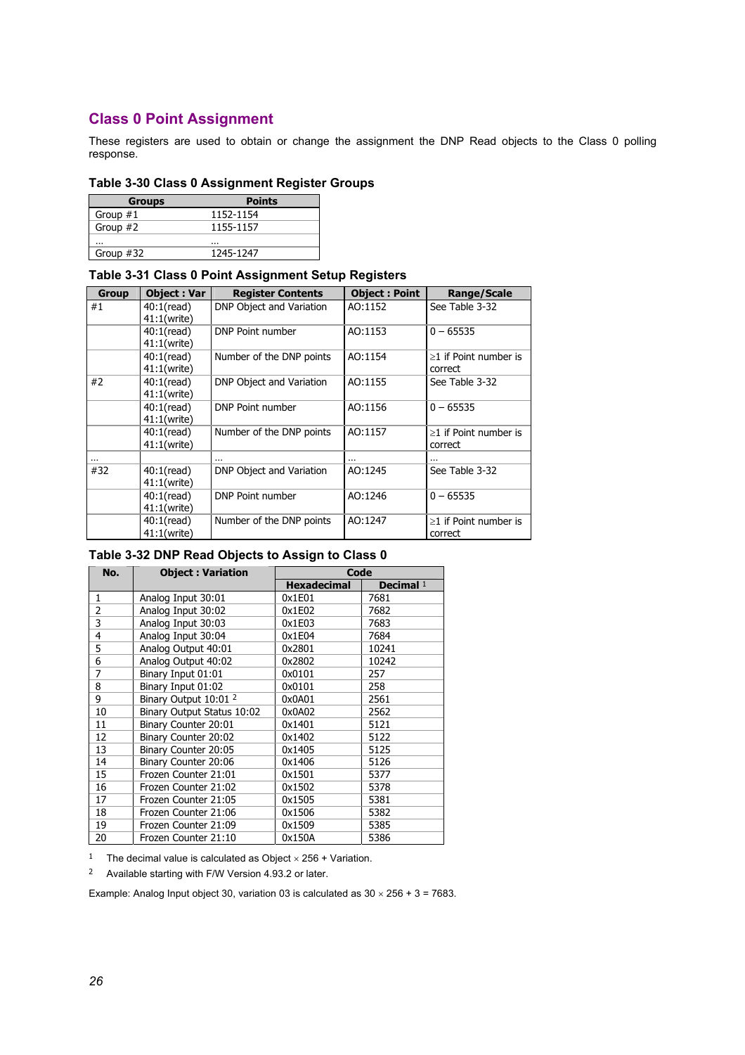## Class 0 Point Assignment

These registers are used to obtain or change the assignment the DNP Read objects to the Class 0 polling response.

### Table 3-30 Class 0 Assignment Register Groups

| Groups | Points |
|---|---|
| Group #1 | 1152-1154 |
| Group #2 | 1155-1157 |
| ... | ... |
| Group #32 | 1245-1247 |

### Table 3-31 Class 0 Point Assignment Setup Registers

| Group | Object : Var | Register Contents | Object : Point | Range/Scale |
|---|---|---|---|---|
| #1 | 40:1(read) 41:1(write) | DNP Object and Variation | AO:1152 | See Table 3-32 |
| | 40:1(read) 41:1(write) | DNP Point number | AO:1153 | 0 – 65535 |
| | 40:1(read) 41:1(write) | Number of the DNP points | AO:1154 | ≥1 if Point number is correct |
| #2 | 40:1(read) 41:1(write) | DNP Object and Variation | AO:1155 | See Table 3-32 |
| | 40:1(read) 41:1(write) | DNP Point number | AO:1156 | 0 – 65535 |
| | 40:1(read) 41:1(write) | Number of the DNP points | AO:1157 | ≥1 if Point number is correct |
| ... | | ... | ... | ... |
| #32 | 40:1(read) 41:1(write) | DNP Object and Variation | AO:1245 | See Table 3-32 |
| | 40:1(read) 41:1(write) | DNP Point number | AO:1246 | 0 – 65535 |
| | 40:1(read) 41:1(write) | Number of the DNP points | AO:1247 | ≥1 if Point number is correct |

### Table 3-32 DNP Read Objects to Assign to Class 0

| No. | Object : Variation | Code | |
|---|---|---|---|
| | | Hexadecimal | Decimal [1] |
| 1 | Analog Input 30:01 | 0x1E01 | 7681 |
| 2 | Analog Input 30:02 | 0x1E02 | 7682 |
| 3 | Analog Input 30:03 | 0x1E03 | 7683 |
| 4 | Analog Input 30:04 | 0x1E04 | 7684 |
| 5 | Analog Output 40:01 | 0x2801 | 10241 |
| 6 | Analog Output 40:02 | 0x2802 | 10242 |
| 7 | Binary Input 01:01 | 0x0101 | 257 |
| 8 | Binary Input 01:02 | 0x0101 | 258 |
| 9 | Binary Output 10:01 [2] | 0x0A01 | 2561 |
| 10 | Binary Output Status 10:02 | 0x0A02 | 2562 |
| 11 | Binary Counter 20:01 | 0x1401 | 5121 |
| 12 | Binary Counter 20:02 | 0x1402 | 5122 |
| 13 | Binary Counter 20:05 | 0x1405 | 5125 |
| 14 | Binary Counter 20:06 | 0x1406 | 5126 |
| 15 | Frozen Counter 21:01 | 0x1501 | 5377 |
| 16 | Frozen Counter 21:02 | 0x1502 | 5378 |
| 17 | Frozen Counter 21:05 | 0x1505 | 5381 |
| 18 | Frozen Counter 21:06 | 0x1506 | 5382 |
| 19 | Frozen Counter 21:09 | 0x1509 | 5385 |
| 20 | Frozen Counter 21:10 | 0x150A | 5386 |

[1] The decimal value is calculated as Object × 256 + Variation.

[2] Available starting with F/W Version 4.93.2 or later.

Example: Analog Input object 30, variation 03 is calculated as 30 × 256 + 3 = 7683.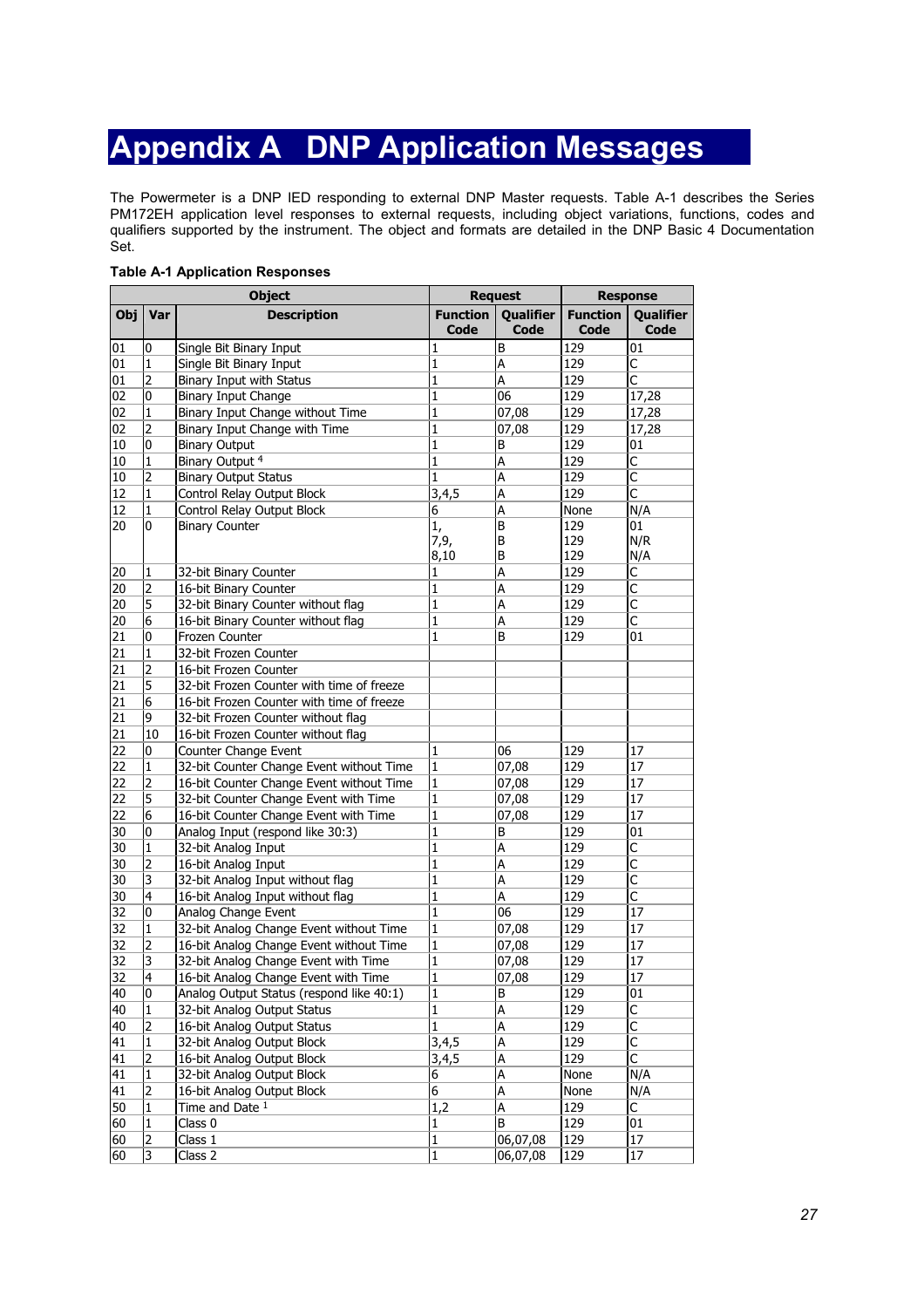# Appendix A DNP Application Messages

The Powermeter is a DNP IED responding to external DNP Master requests. Table A-1 describes the Series PM172EH application level responses to external requests, including object variations, functions, codes and qualifiers supported by the instrument. The object and formats are detailed in the DNP Basic 4 Documentation Set.

**Table A-1 Application Responses**

| Object | | | Request | | Response | |
|---|---|---|---|---|---|---|
| **Obj** | **Var** | **Description** | **Function Code** | **Qualifier Code** | **Function Code** | **Qualifier Code** |
| 01 | 0 | Single Bit Binary Input | 1 | B | 129 | 01 |
| 01 | 1 | Single Bit Binary Input | 1 | A | 129 | C |
| 01 | 2 | Binary Input with Status | 1 | A | 129 | C |
| 02 | 0 | Binary Input Change | 1 | 06 | 129 | 17,28 |
| 02 | 1 | Binary Input Change without Time | 1 | 07,08 | 129 | 17,28 |
| 02 | 2 | Binary Input Change with Time | 1 | 07,08 | 129 | 17,28 |
| 10 | 0 | Binary Output | 1 | B | 129 | 01 |
| 10 | 1 | Binary Output [4] | 1 | A | 129 | C |
| 10 | 2 | Binary Output Status | 1 | A | 129 | C |
| 12 | 1 | Control Relay Output Block | 3,4,5 | A | 129 | C |
| 12 | 1 | Control Relay Output Block | 6 | A | None | N/A |
| 20 | 0 | Binary Counter | 1,<br>7,9,<br>8,10 | B<br>B<br>B | 129<br>129<br>129 | 01<br>N/R<br>N/A |
| 20 | 1 | 32-bit Binary Counter | 1 | A | 129 | C |
| 20 | 2 | 16-bit Binary Counter | 1 | A | 129 | C |
| 20 | 5 | 32-bit Binary Counter without flag | 1 | A | 129 | C |
| 20 | 6 | 16-bit Binary Counter without flag | 1 | A | 129 | C |
| 21 | 0 | Frozen Counter | 1 | B | 129 | 01 |
| 21 | 1 | 32-bit Frozen Counter | | | | |
| 21 | 2 | 16-bit Frozen Counter | | | | |
| 21 | 5 | 32-bit Frozen Counter with time of freeze | | | | |
| 21 | 6 | 16-bit Frozen Counter with time of freeze | | | | |
| 21 | 9 | 32-bit Frozen Counter without flag | | | | |
| 21 | 10 | 16-bit Frozen Counter without flag | | | | |
| 22 | 0 | Counter Change Event | 1 | 06 | 129 | 17 |
| 22 | 1 | 32-bit Counter Change Event without Time | 1 | 07,08 | 129 | 17 |
| 22 | 2 | 16-bit Counter Change Event without Time | 1 | 07,08 | 129 | 17 |
| 22 | 5 | 32-bit Counter Change Event with Time | 1 | 07,08 | 129 | 17 |
| 22 | 6 | 16-bit Counter Change Event with Time | 1 | 07,08 | 129 | 17 |
| 30 | 0 | Analog Input (respond like 30:3) | 1 | B | 129 | 01 |
| 30 | 1 | 32-bit Analog Input | 1 | A | 129 | C |
| 30 | 2 | 16-bit Analog Input | 1 | A | 129 | C |
| 30 | 3 | 32-bit Analog Input without flag | 1 | A | 129 | C |
| 30 | 4 | 16-bit Analog Input without flag | 1 | A | 129 | C |
| 32 | 0 | Analog Change Event | 1 | 06 | 129 | 17 |
| 32 | 1 | 32-bit Analog Change Event without Time | 1 | 07,08 | 129 | 17 |
| 32 | 2 | 16-bit Analog Change Event without Time | 1 | 07,08 | 129 | 17 |
| 32 | 3 | 32-bit Analog Change Event with Time | 1 | 07,08 | 129 | 17 |
| 32 | 4 | 16-bit Analog Change Event with Time | 1 | 07,08 | 129 | 17 |
| 40 | 0 | Analog Output Status (respond like 40:1) | 1 | B | 129 | 01 |
| 40 | 1 | 32-bit Analog Output Status | 1 | A | 129 | C |
| 40 | 2 | 16-bit Analog Output Status | 1 | A | 129 | C |
| 41 | 1 | 32-bit Analog Output Block | 3,4,5 | A | 129 | C |
| 41 | 2 | 16-bit Analog Output Block | 3,4,5 | A | 129 | C |
| 41 | 1 | 32-bit Analog Output Block | 6 | A | None | N/A |
| 41 | 2 | 16-bit Analog Output Block | 6 | A | None | N/A |
| 50 | 1 | Time and Date [1] | 1,2 | A | 129 | C |
| 60 | 1 | Class 0 | 1 | B | 129 | 01 |
| 60 | 2 | Class 1 | 1 | 06,07,08 | 129 | 17 |
| 60 | 3 | Class 2 | 1 | 06,07,08 | 129 | 17 |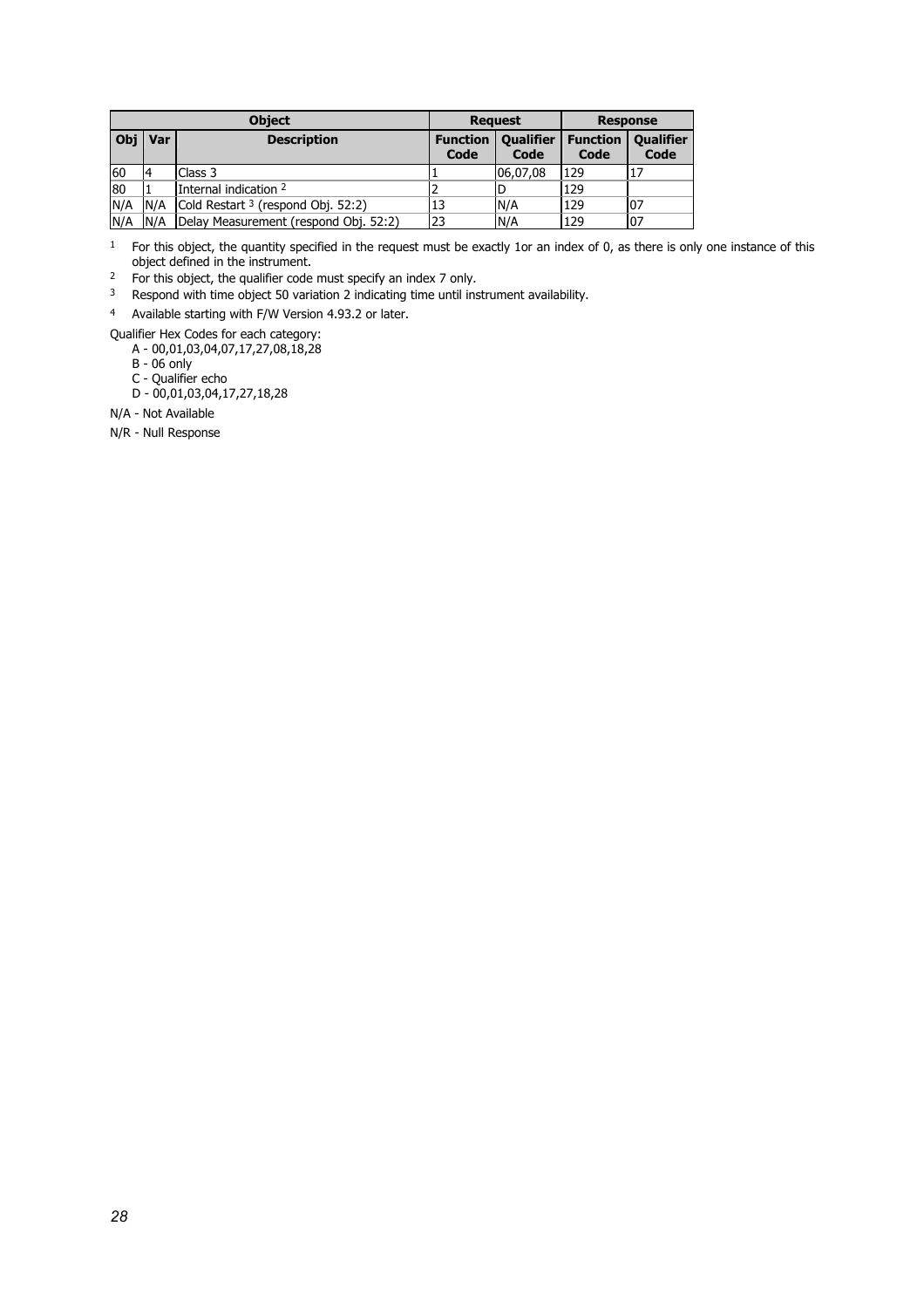| Object | | | Request | | Response | |
|---|---|---|---|---|---|---|
| Obj | Var | Description | Function Code | Qualifier Code | Function Code | Qualifier Code |
| 60 | 4 | Class 3 | 1 | 06,07,08 | 129 | 17 |
| 80 | 1 | Internal indication [2] | 2 | D | 129 | |
| N/A | N/A | Cold Restart [3] (respond Obj. 52:2) | 13 | N/A | 129 | 07 |
| N/A | N/A | Delay Measurement (respond Obj. 52:2) | 23 | N/A | 129 | 07 |

[1] For this object, the quantity specified in the request must be exactly 1or an index of 0, as there is only one instance of this object defined in the instrument.

[2] For this object, the qualifier code must specify an index 7 only.

[3] Respond with time object 50 variation 2 indicating time until instrument availability.

[4] Available starting with F/W Version 4.93.2 or later.

Qualifier Hex Codes for each category:

- A - 00,01,03,04,07,17,27,08,18,28
- B - 06 only
- C - Qualifier echo
- D - 00,01,03,04,17,27,18,28

N/A - Not Available

N/R - Null Response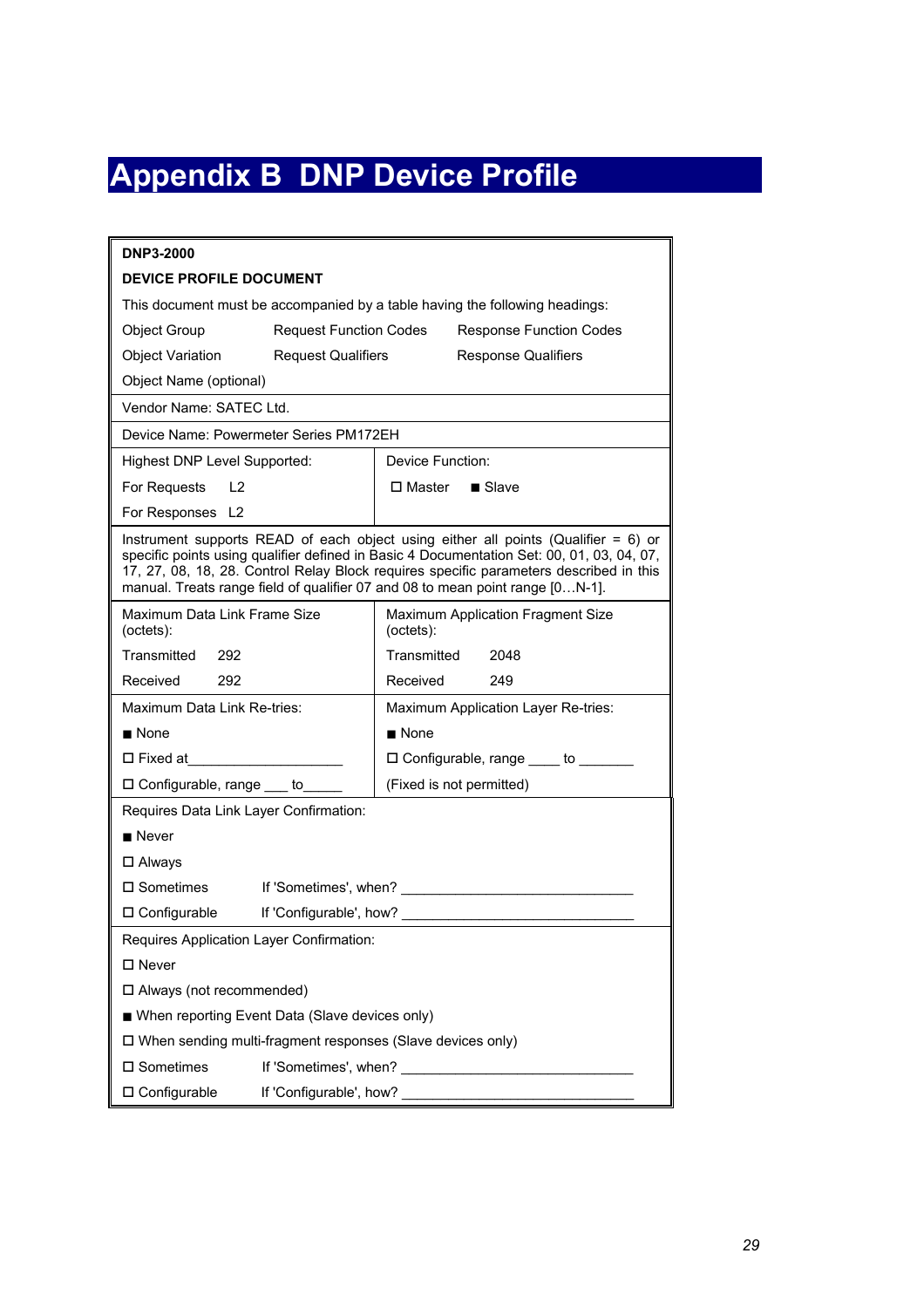# Appendix B DNP Device Profile

| DNP3-2000 | |
|---|---|
| **DEVICE PROFILE DOCUMENT**<br>This document must be accompanied by a table having the following headings:<br>Object Group — Request Function Codes — Response Function Codes<br>Object Variation — Request Qualifiers — Response Qualifiers<br>Object Name (optional) | |
| Vendor Name: SATEC Ltd. | |
| Device Name: Powermeter Series PM172EH | |
| Highest DNP Level Supported:<br>For Requests L2<br>For Responses L2 | Device Function:<br>☐ Master ■ Slave |
| Instrument supports READ of each object using either all points (Qualifier = 6) or specific points using qualifier defined in Basic 4 Documentation Set: 00, 01, 03, 04, 07, 17, 27, 08, 18, 28. Control Relay Block requires specific parameters described in this manual. Treats range field of qualifier 07 and 08 to mean point range [0…N-1]. | |
| Maximum Data Link Frame Size (octets):<br>Transmitted 292<br>Received 292 | Maximum Application Fragment Size (octets):<br>Transmitted 2048<br>Received 249 |
| Maximum Data Link Re-tries:<br>■ None<br>☐ Fixed at____________________<br>☐ Configurable, range ___ to_____ | Maximum Application Layer Re-tries:<br>■ None<br>☐ Configurable, range ____ to _______<br>(Fixed is not permitted) |
| Requires Data Link Layer Confirmation:<br>■ Never<br>☐ Always<br>☐ Sometimes If 'Sometimes', when? ______________________________<br>☐ Configurable If 'Configurable', how? ______________________________ | |
| Requires Application Layer Confirmation:<br>☐ Never<br>☐ Always (not recommended)<br>■ When reporting Event Data (Slave devices only)<br>☐ When sending multi-fragment responses (Slave devices only)<br>☐ Sometimes If 'Sometimes', when? ______________________________<br>☐ Configurable If 'Configurable', how? ______________________________ | |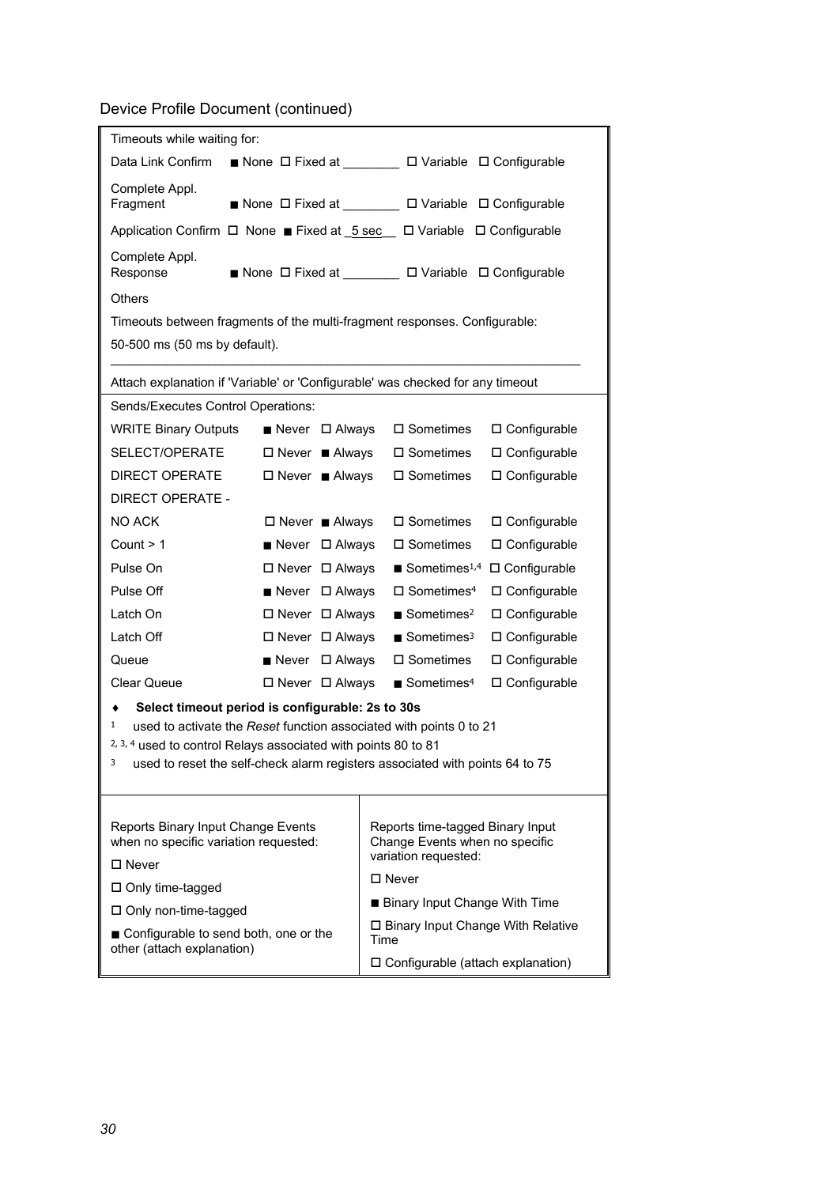Device Profile Document (continued)

Timeouts while waiting for:

| | | | | |
|---|---|---|---|---|
| Data Link Confirm | ■ None | ☐ Fixed at ________ | ☐ Variable | ☐ Configurable |
| Complete Appl. Fragment | ■ None | ☐ Fixed at ________ | ☐ Variable | ☐ Configurable |
| Application Confirm | ☐ None | ■ Fixed at _5 sec__ | ☐ Variable | ☐ Configurable |
| Complete Appl. Response | ■ None | ☐ Fixed at ________ | ☐ Variable | ☐ Configurable |

Others

Timeouts between fragments of the multi-fragment responses. Configurable:

50-500 ms (50 ms by default).

Attach explanation if 'Variable' or 'Configurable' was checked for any timeout

Sends/Executes Control Operations:

| | | | | |
|---|---|---|---|---|
| WRITE Binary Outputs | ■ Never | ☐ Always | ☐ Sometimes | ☐ Configurable |
| SELECT/OPERATE | ☐ Never | ■ Always | ☐ Sometimes | ☐ Configurable |
| DIRECT OPERATE | ☐ Never | ■ Always | ☐ Sometimes | ☐ Configurable |
| DIRECT OPERATE - NO ACK | ☐ Never | ■ Always | ☐ Sometimes | ☐ Configurable |
| Count > 1 | ■ Never | ☐ Always | ☐ Sometimes | ☐ Configurable |
| Pulse On | ☐ Never | ☐ Always | ■ Sometimes[1,4] | ☐ Configurable |
| Pulse Off | ■ Never | ☐ Always | ☐ Sometimes[4] | ☐ Configurable |
| Latch On | ☐ Never | ☐ Always | ■ Sometimes[2] | ☐ Configurable |
| Latch Off | ☐ Never | ☐ Always | ■ Sometimes[3] | ☐ Configurable |
| Queue | ■ Never | ☐ Always | ☐ Sometimes | ☐ Configurable |
| Clear Queue | ☐ Never | ☐ Always | ■ Sometimes[4] | ☐ Configurable |

♦ **Select timeout period is configurable: 2s to 30s**

[1] used to activate the *Reset* function associated with points 0 to 21

[2, 3, 4] used to control Relays associated with points 80 to 81

[3] used to reset the self-check alarm registers associated with points 64 to 75

| Reports Binary Input Change Events when no specific variation requested: | Reports time-tagged Binary Input Change Events when no specific variation requested: |
|---|---|
| ☐ Never | ☐ Never |
| ☐ Only time-tagged | ■ Binary Input Change With Time |
| ☐ Only non-time-tagged | ☐ Binary Input Change With Relative Time |
| ■ Configurable to send both, one or the other (attach explanation) | ☐ Configurable (attach explanation) |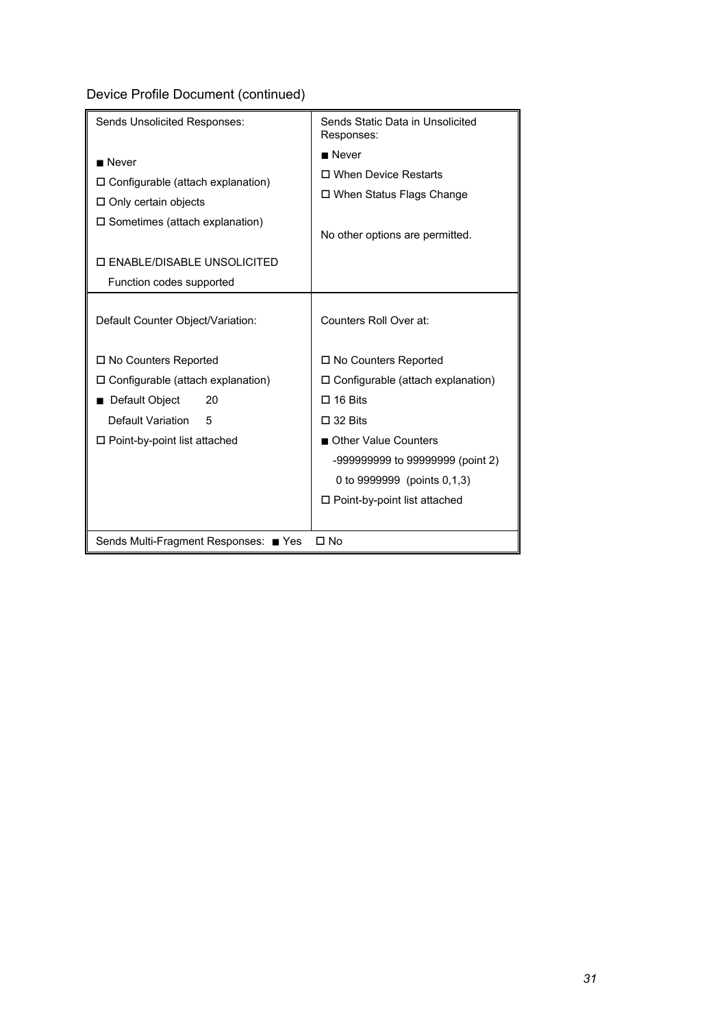Device Profile Document (continued)

| | |
|---|---|
| Sends Unsolicited Responses:<br><br>■ Never<br>☐ Configurable (attach explanation)<br>☐ Only certain objects<br>☐ Sometimes (attach explanation)<br><br>☐ ENABLE/DISABLE UNSOLICITED<br>Function codes supported | Sends Static Data in Unsolicited Responses:<br><br>■ Never<br>☐ When Device Restarts<br>☐ When Status Flags Change<br><br>No other options are permitted. |
| Default Counter Object/Variation:<br><br>☐ No Counters Reported<br>☐ Configurable (attach explanation)<br>■ Default Object 20<br>Default Variation 5<br>☐ Point-by-point list attached | Counters Roll Over at:<br><br>☐ No Counters Reported<br>☐ Configurable (attach explanation)<br>☐ 16 Bits<br>☐ 32 Bits<br>■ Other Value Counters<br>-999999999 to 99999999 (point 2)<br>0 to 9999999 (points 0,1,3)<br>☐ Point-by-point list attached |
| Sends Multi-Fragment Responses: ■ Yes ☐ No | |